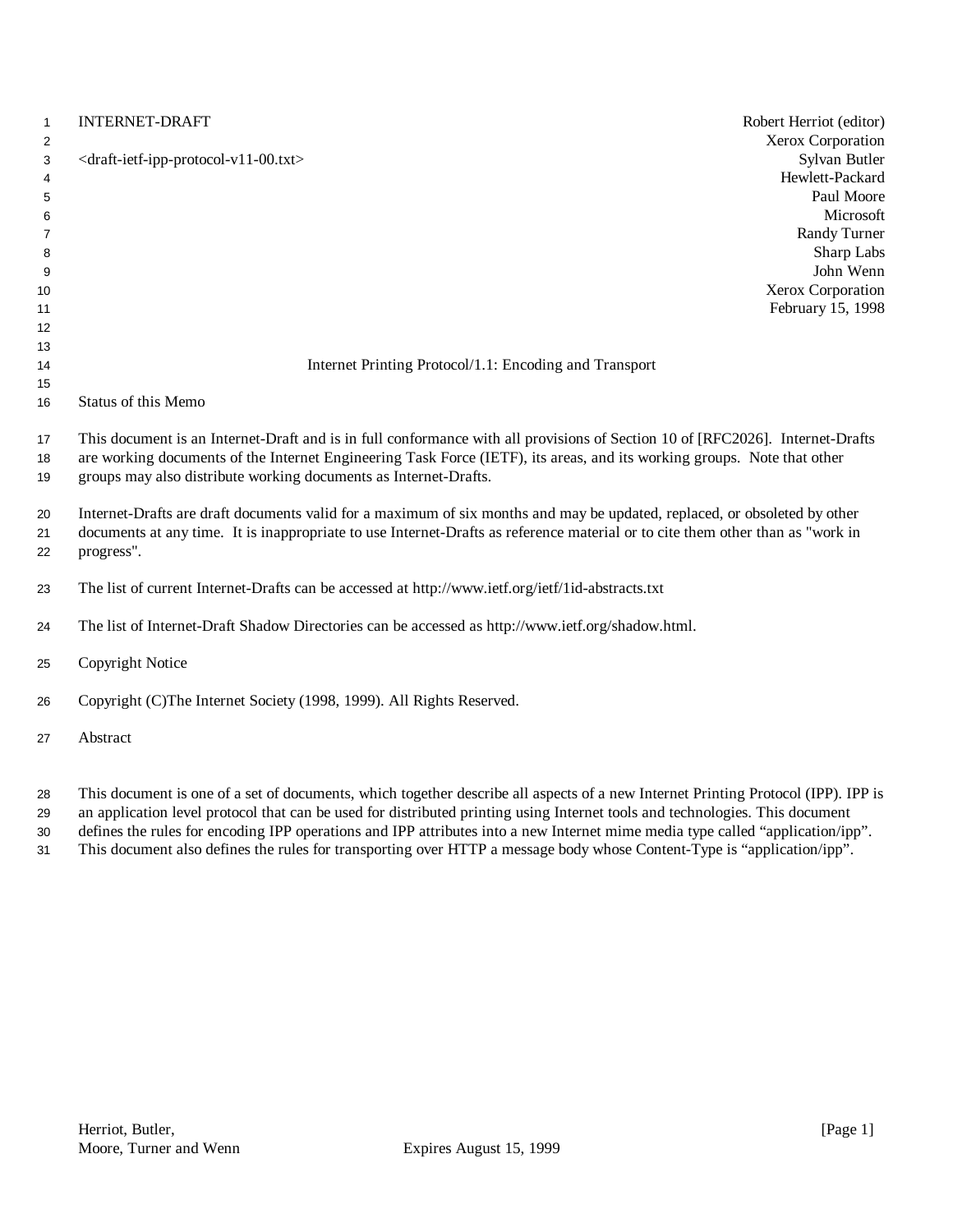INTERNET-DRAFT　　　　Robert Herriot (editor)
Xerox Corporation

<draft-ietf-ipp-protocol-v11-00.txt>　　　　Sylvan Butler
Hewlett-Packard

Paul Moore
Microsoft

Randy Turner
Sharp Labs

John Wenn
Xerox Corporation

February 15, 1998

# Internet Printing Protocol/1.1: Encoding and Transport

## Status of this Memo

This document is an Internet-Draft and is in full conformance with all provisions of Section 10 of [RFC2026]. Internet-Drafts are working documents of the Internet Engineering Task Force (IETF), its areas, and its working groups. Note that other groups may also distribute working documents as Internet-Drafts.

Internet-Drafts are draft documents valid for a maximum of six months and may be updated, replaced, or obsoleted by other documents at any time. It is inappropriate to use Internet-Drafts as reference material or to cite them other than as "work in progress".

The list of current Internet-Drafts can be accessed at http://www.ietf.org/ietf/1id-abstracts.txt

The list of Internet-Draft Shadow Directories can be accessed as http://www.ietf.org/shadow.html.

## Copyright Notice

Copyright (C)The Internet Society (1998, 1999). All Rights Reserved.

## Abstract

This document is one of a set of documents, which together describe all aspects of a new Internet Printing Protocol (IPP). IPP is an application level protocol that can be used for distributed printing using Internet tools and technologies. This document defines the rules for encoding IPP operations and IPP attributes into a new Internet mime media type called “application/ipp”. This document also defines the rules for transporting over HTTP a message body whose Content-Type is “application/ipp”.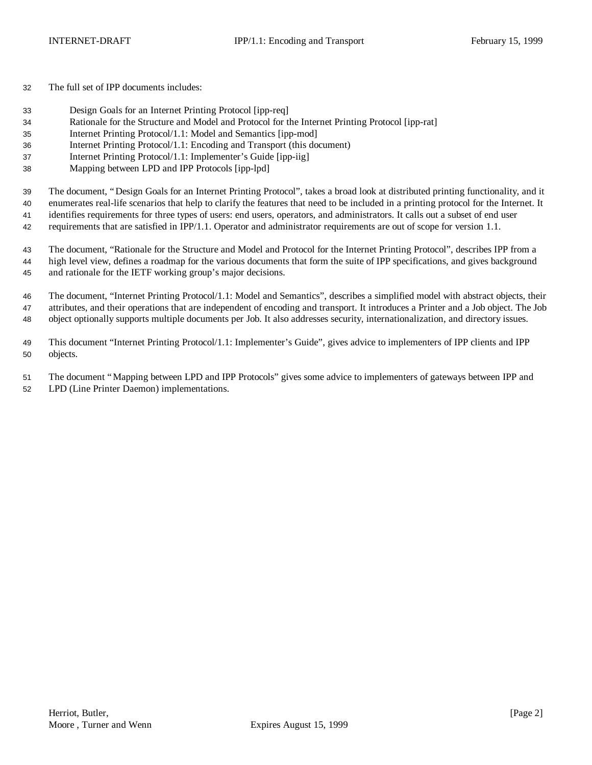The full set of IPP documents includes:

Design Goals for an Internet Printing Protocol [ipp-req]
Rationale for the Structure and Model and Protocol for the Internet Printing Protocol [ipp-rat]
Internet Printing Protocol/1.1: Model and Semantics [ipp-mod]
Internet Printing Protocol/1.1: Encoding and Transport (this document)
Internet Printing Protocol/1.1: Implementer's Guide [ipp-iig]
Mapping between LPD and IPP Protocols [ipp-lpd]

The document, "Design Goals for an Internet Printing Protocol", takes a broad look at distributed printing functionality, and it enumerates real-life scenarios that help to clarify the features that need to be included in a printing protocol for the Internet. It identifies requirements for three types of users: end users, operators, and administrators. It calls out a subset of end user requirements that are satisfied in IPP/1.1. Operator and administrator requirements are out of scope for version 1.1.

The document, "Rationale for the Structure and Model and Protocol for the Internet Printing Protocol", describes IPP from a high level view, defines a roadmap for the various documents that form the suite of IPP specifications, and gives background and rationale for the IETF working group's major decisions.

The document, "Internet Printing Protocol/1.1: Model and Semantics", describes a simplified model with abstract objects, their attributes, and their operations that are independent of encoding and transport. It introduces a Printer and a Job object. The Job object optionally supports multiple documents per Job. It also addresses security, internationalization, and directory issues.

This document "Internet Printing Protocol/1.1: Implementer's Guide", gives advice to implementers of IPP clients and IPP objects.

The document "Mapping between LPD and IPP Protocols" gives some advice to implementers of gateways between IPP and LPD (Line Printer Daemon) implementations.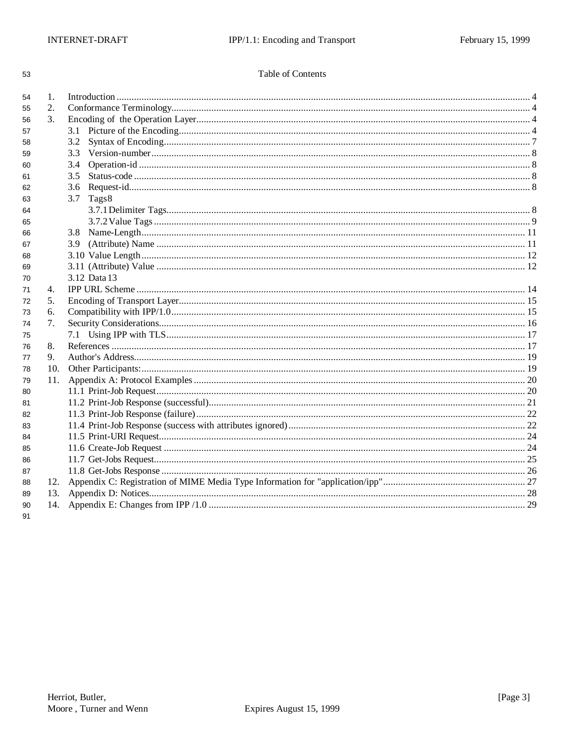Table of Contents

1. Introduction .......... 4
2. Conformance Terminology .......... 4
3. Encoding of the Operation Layer .......... 4
   - 3.1 Picture of the Encoding .......... 4
   - 3.2 Syntax of Encoding .......... 7
   - 3.3 Version-number .......... 8
   - 3.4 Operation-id .......... 8
   - 3.5 Status-code .......... 8
   - 3.6 Request-id .......... 8
   - 3.7 Tags 8
     - 3.7.1 Delimiter Tags .......... 8
     - 3.7.2 Value Tags .......... 9
   - 3.8 Name-Length .......... 11
   - 3.9 (Attribute) Name .......... 11
   - 3.10 Value Length .......... 12
   - 3.11 (Attribute) Value .......... 12
   - 3.12 Data 13
4. IPP URL Scheme .......... 14
5. Encoding of Transport Layer .......... 15
6. Compatibility with IPP/1.0 .......... 15
7. Security Considerations .......... 16
   - 7.1 Using IPP with TLS .......... 17
8. References .......... 17
9. Author's Address .......... 19
10. Other Participants: .......... 19
11. Appendix A: Protocol Examples .......... 20
    - 11.1 Print-Job Request .......... 20
    - 11.2 Print-Job Response (successful) .......... 21
    - 11.3 Print-Job Response (failure) .......... 22
    - 11.4 Print-Job Response (success with attributes ignored) .......... 22
    - 11.5 Print-URI Request .......... 24
    - 11.6 Create-Job Request .......... 24
    - 11.7 Get-Jobs Request .......... 25
    - 11.8 Get-Jobs Response .......... 26
12. Appendix C: Registration of MIME Media Type Information for "application/ipp" .......... 27
13. Appendix D: Notices .......... 28
14. Appendix E: Changes from IPP /1.0 .......... 29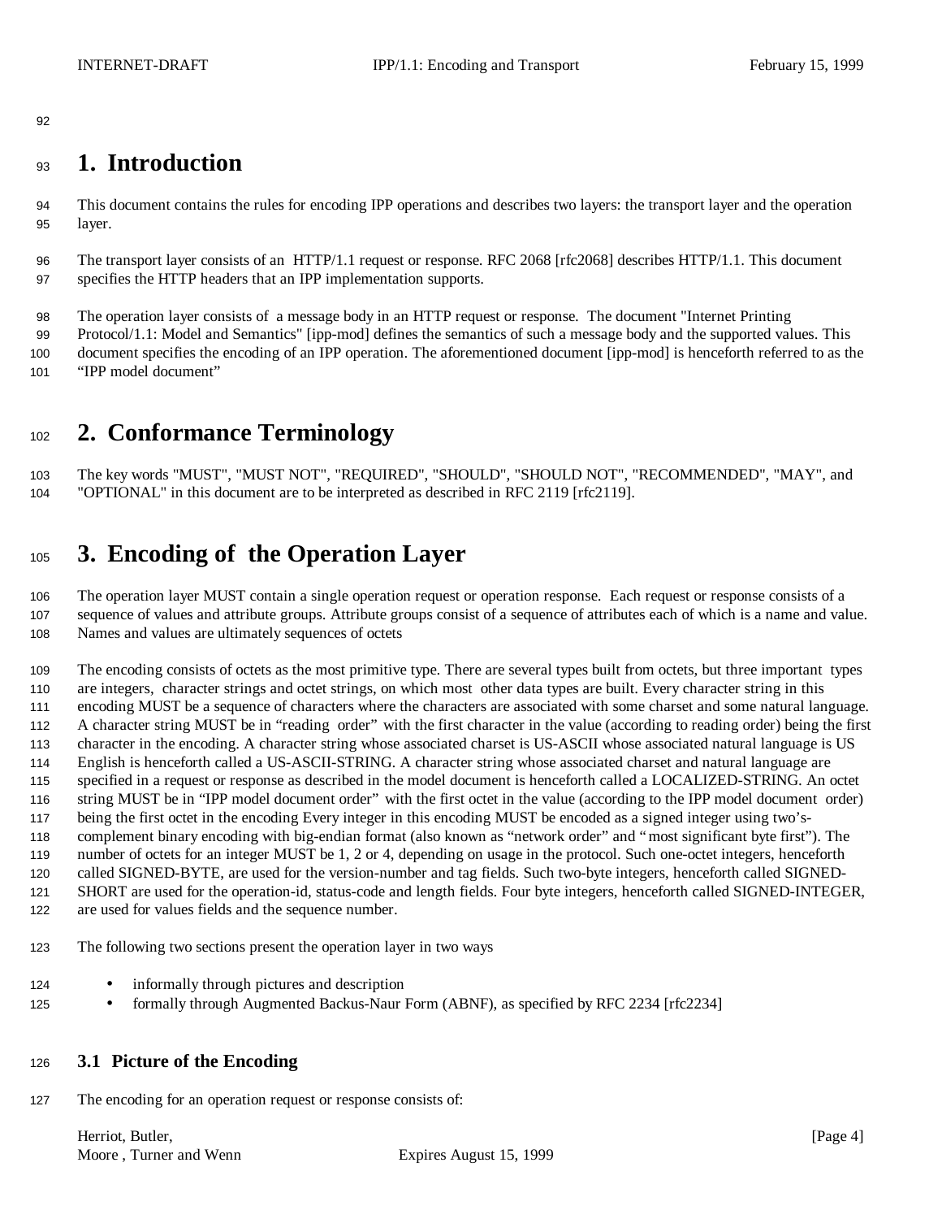# 1. Introduction

This document contains the rules for encoding IPP operations and describes two layers: the transport layer and the operation layer.

The transport layer consists of an HTTP/1.1 request or response. RFC 2068 [rfc2068] describes HTTP/1.1. This document specifies the HTTP headers that an IPP implementation supports.

The operation layer consists of a message body in an HTTP request or response. The document "Internet Printing Protocol/1.1: Model and Semantics" [ipp-mod] defines the semantics of such a message body and the supported values. This document specifies the encoding of an IPP operation. The aforementioned document [ipp-mod] is henceforth referred to as the "IPP model document"

# 2. Conformance Terminology

The key words "MUST", "MUST NOT", "REQUIRED", "SHOULD", "SHOULD NOT", "RECOMMENDED", "MAY", and "OPTIONAL" in this document are to be interpreted as described in RFC 2119 [rfc2119].

# 3. Encoding of the Operation Layer

The operation layer MUST contain a single operation request or operation response. Each request or response consists of a sequence of values and attribute groups. Attribute groups consist of a sequence of attributes each of which is a name and value. Names and values are ultimately sequences of octets

The encoding consists of octets as the most primitive type. There are several types built from octets, but three important types are integers, character strings and octet strings, on which most other data types are built. Every character string in this encoding MUST be a sequence of characters where the characters are associated with some charset and some natural language. A character string MUST be in "reading order" with the first character in the value (according to reading order) being the first character in the encoding. A character string whose associated charset is US-ASCII whose associated natural language is US English is henceforth called a US-ASCII-STRING. A character string whose associated charset and natural language are specified in a request or response as described in the model document is henceforth called a LOCALIZED-STRING. An octet string MUST be in "IPP model document order" with the first octet in the value (according to the IPP model document order) being the first octet in the encoding Every integer in this encoding MUST be encoded as a signed integer using two's-complement binary encoding with big-endian format (also known as "network order" and "most significant byte first"). The number of octets for an integer MUST be 1, 2 or 4, depending on usage in the protocol. Such one-octet integers, henceforth called SIGNED-BYTE, are used for the version-number and tag fields. Such two-byte integers, henceforth called SIGNED-SHORT are used for the operation-id, status-code and length fields. Four byte integers, henceforth called SIGNED-INTEGER, are used for values fields and the sequence number.

The following two sections present the operation layer in two ways

- informally through pictures and description
- formally through Augmented Backus-Naur Form (ABNF), as specified by RFC 2234 [rfc2234]

## 3.1 Picture of the Encoding

The encoding for an operation request or response consists of: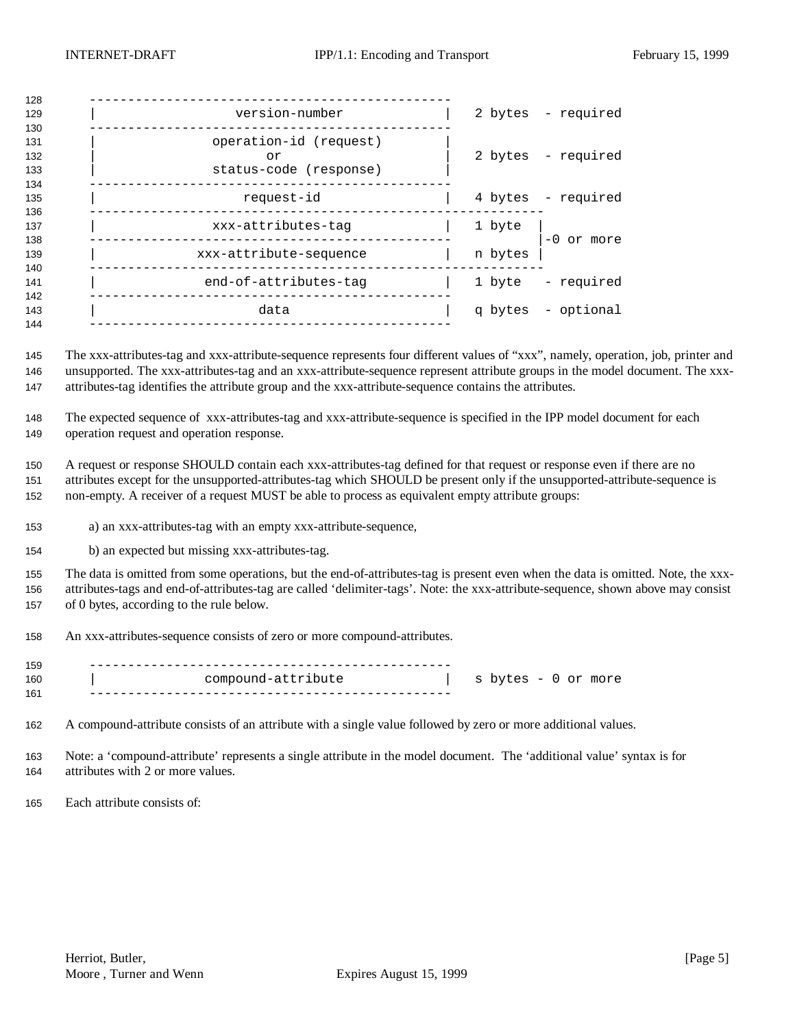```
-----------------------------------------------
|              version-number                 |   2 bytes  - required
-----------------------------------------------
|           operation-id (request)            |
|                    or                       |   2 bytes  - required
|           status-code (response)            |
-----------------------------------------------
|                request-id                   |   4 bytes  - required
-----------------------------------------------------------
|           xxx-attributes-tag                |   1 byte  |
-----------------------------------------------           |-0 or more
|         xxx-attribute-sequence              |   n bytes |
-----------------------------------------------------------
|          end-of-attributes-tag              |   1 byte   - required
-----------------------------------------------
|                    data                     |   q bytes  - optional
-----------------------------------------------
```

The xxx-attributes-tag and xxx-attribute-sequence represents four different values of "xxx", namely, operation, job, printer and unsupported. The xxx-attributes-tag and an xxx-attribute-sequence represent attribute groups in the model document. The xxx-attributes-tag identifies the attribute group and the xxx-attribute-sequence contains the attributes.

The expected sequence of xxx-attributes-tag and xxx-attribute-sequence is specified in the IPP model document for each operation request and operation response.

A request or response SHOULD contain each xxx-attributes-tag defined for that request or response even if there are no attributes except for the unsupported-attributes-tag which SHOULD be present only if the unsupported-attribute-sequence is non-empty. A receiver of a request MUST be able to process as equivalent empty attribute groups:

a) an xxx-attributes-tag with an empty xxx-attribute-sequence,

b) an expected but missing xxx-attributes-tag.

The data is omitted from some operations, but the end-of-attributes-tag is present even when the data is omitted. Note, the xxx-attributes-tags and end-of-attributes-tag are called 'delimiter-tags'. Note: the xxx-attribute-sequence, shown above may consist of 0 bytes, according to the rule below.

An xxx-attributes-sequence consists of zero or more compound-attributes.

```
-----------------------------------------------
|            compound-attribute               |   s bytes - 0 or more
-----------------------------------------------
```

A compound-attribute consists of an attribute with a single value followed by zero or more additional values.

Note: a 'compound-attribute' represents a single attribute in the model document. The 'additional value' syntax is for attributes with 2 or more values.

Each attribute consists of: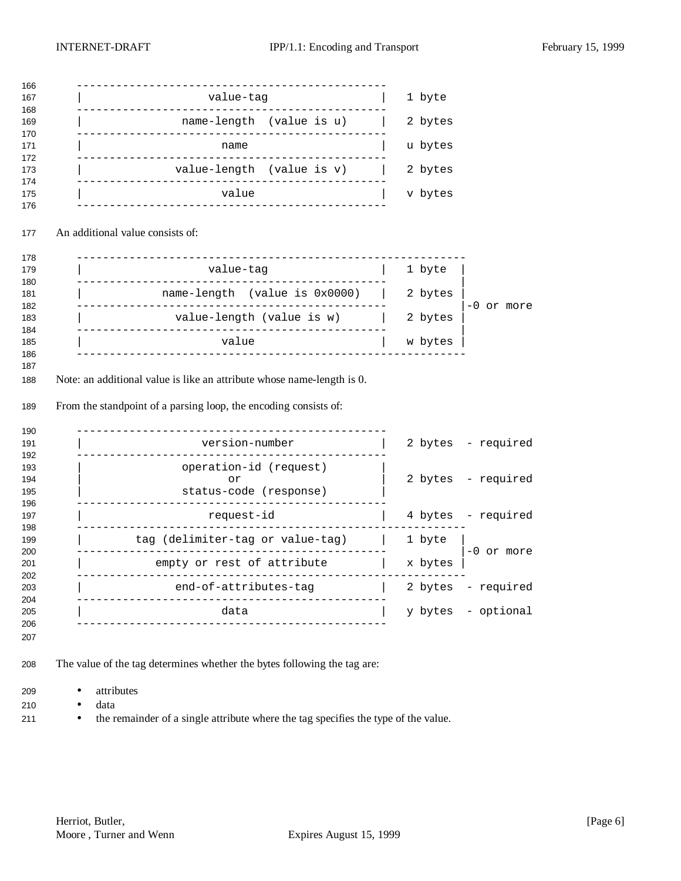```
-----------------------------------------------
|                  value-tag                  |   1 byte
-----------------------------------------------
|              name-length  (value is u)      |   2 bytes
-----------------------------------------------
|                     name                    |   u bytes
-----------------------------------------------
|             value-length  (value is v)      |   2 bytes
-----------------------------------------------
|                     value                   |   v bytes
-----------------------------------------------
```

An additional value consists of:

```
-----------------------------------------------------------
|                  value-tag                  |   1 byte  |
-----------------------------------------------           |
|          name-length  (value is 0x0000)     |   2 bytes |
-----------------------------------------------           |-0 or more
|             value-length (value is w)       |   2 bytes |
-----------------------------------------------           |
|                     value                   |   w bytes |
-----------------------------------------------------------
```

Note: an additional value is like an attribute whose name-length is 0.

From the standpoint of a parsing loop, the encoding consists of:

```
-----------------------------------------------
|               version-number                |   2 bytes  - required
-----------------------------------------------
|             operation-id (request)          |
|                      or                     |   2 bytes  - required
|             status-code (response)          |
-----------------------------------------------
|                  request-id                 |   4 bytes  - required
-----------------------------------------------------------
|        tag (delimiter-tag or value-tag)     |   1 byte  |
-----------------------------------------------           |-0 or more
|           empty or rest of attribute        |   x bytes |
-----------------------------------------------------------
|             end-of-attributes-tag           |   2 bytes  - required
-----------------------------------------------
|                     data                    |   y bytes  - optional
-----------------------------------------------
```

The value of the tag determines whether the bytes following the tag are:

- attributes
- data
- the remainder of a single attribute where the tag specifies the type of the value.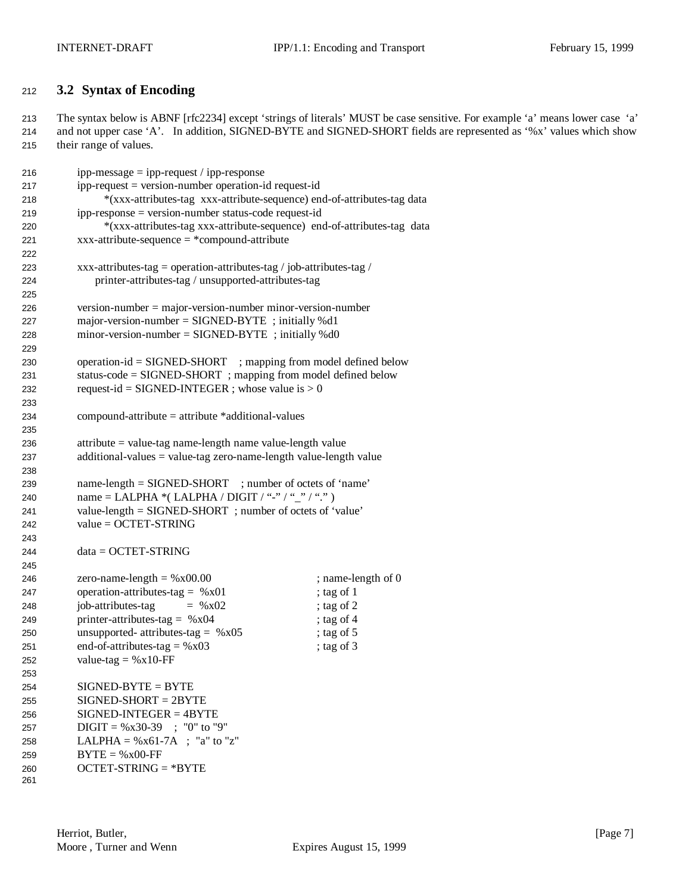## 3.2 Syntax of Encoding

The syntax below is ABNF [rfc2234] except 'strings of literals' MUST be case sensitive. For example 'a' means lower case 'a' and not upper case 'A'. In addition, SIGNED-BYTE and SIGNED-SHORT fields are represented as '%x' values which show their range of values.

```
ipp-message = ipp-request / ipp-response
ipp-request = version-number operation-id request-id
      *(xxx-attributes-tag  xxx-attribute-sequence) end-of-attributes-tag data
ipp-response = version-number status-code request-id
      *(xxx-attributes-tag xxx-attribute-sequence)  end-of-attributes-tag  data
xxx-attribute-sequence = *compound-attribute

xxx-attributes-tag = operation-attributes-tag / job-attributes-tag /
     printer-attributes-tag / unsupported-attributes-tag

version-number = major-version-number minor-version-number
major-version-number = SIGNED-BYTE  ; initially %d1
minor-version-number = SIGNED-BYTE  ; initially %d0

operation-id = SIGNED-SHORT    ; mapping from model defined below
status-code = SIGNED-SHORT  ; mapping from model defined below
request-id = SIGNED-INTEGER ; whose value is > 0

compound-attribute = attribute *additional-values

attribute = value-tag name-length name value-length value
additional-values = value-tag zero-name-length value-length value

name-length = SIGNED-SHORT    ; number of octets of 'name'
name = LALPHA *( LALPHA / DIGIT / "-" / "_" / "." )
value-length = SIGNED-SHORT  ; number of octets of 'value'
value = OCTET-STRING

data = OCTET-STRING

zero-name-length = %x00.00                      ; name-length of 0
operation-attributes-tag =  %x01                ; tag of 1
job-attributes-tag        =  %x02               ; tag of 2
printer-attributes-tag =  %x04                  ; tag of 4
unsupported- attributes-tag =  %x05             ; tag of 5
end-of-attributes-tag = %x03                    ; tag of 3
value-tag = %x10-FF

SIGNED-BYTE = BYTE
SIGNED-SHORT = 2BYTE
SIGNED-INTEGER = 4BYTE
DIGIT = %x30-39   ;  "0" to "9"
LALPHA = %x61-7A   ;  "a" to "z"
BYTE = %x00-FF
OCTET-STRING = *BYTE
```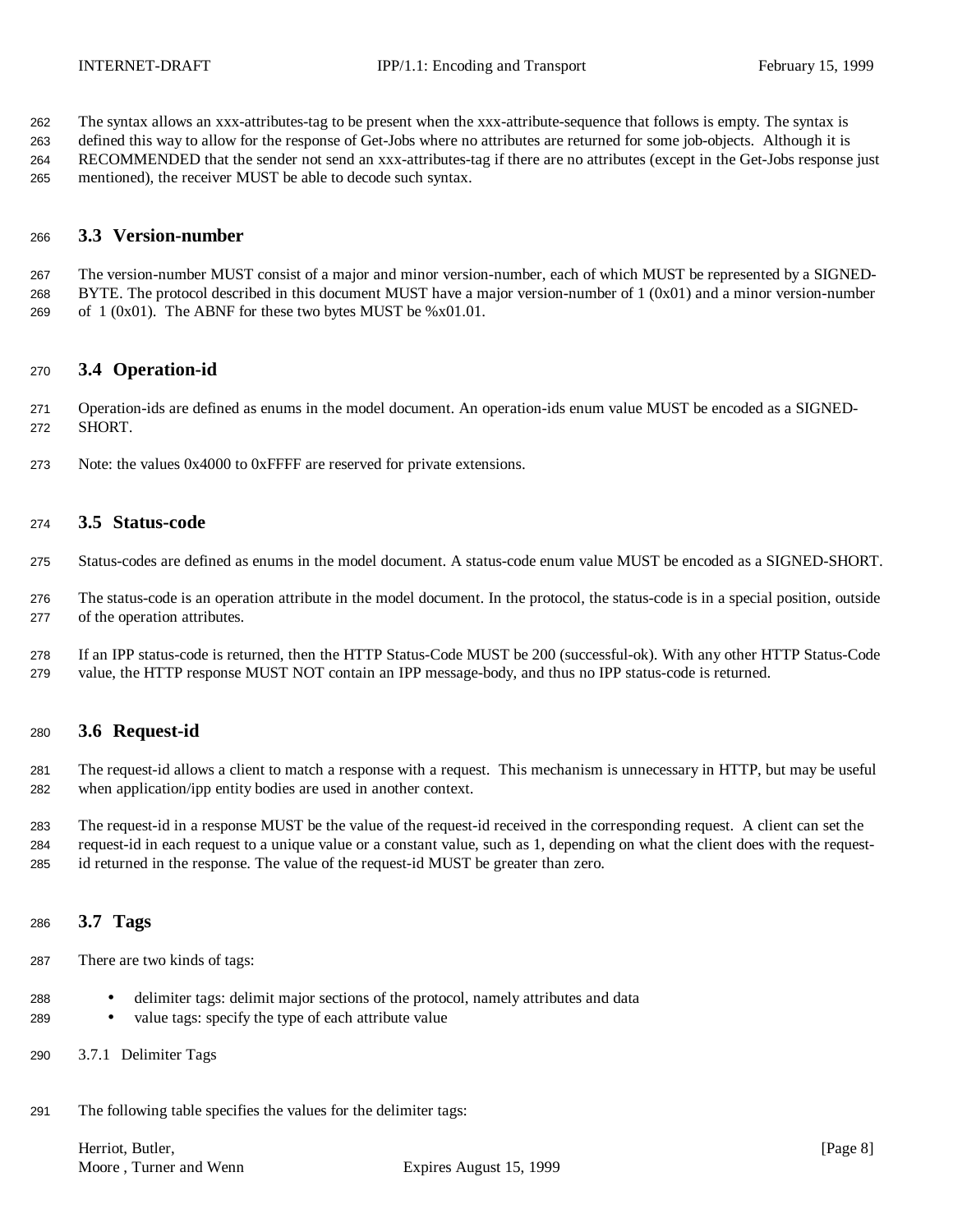The syntax allows an xxx-attributes-tag to be present when the xxx-attribute-sequence that follows is empty. The syntax is defined this way to allow for the response of Get-Jobs where no attributes are returned for some job-objects. Although it is RECOMMENDED that the sender not send an xxx-attributes-tag if there are no attributes (except in the Get-Jobs response just mentioned), the receiver MUST be able to decode such syntax.

## 3.3 Version-number

The version-number MUST consist of a major and minor version-number, each of which MUST be represented by a SIGNED-BYTE. The protocol described in this document MUST have a major version-number of 1 (0x01) and a minor version-number of 1 (0x01). The ABNF for these two bytes MUST be %x01.01.

## 3.4 Operation-id

Operation-ids are defined as enums in the model document. An operation-ids enum value MUST be encoded as a SIGNED-SHORT.

Note: the values 0x4000 to 0xFFFF are reserved for private extensions.

## 3.5 Status-code

Status-codes are defined as enums in the model document. A status-code enum value MUST be encoded as a SIGNED-SHORT.

The status-code is an operation attribute in the model document. In the protocol, the status-code is in a special position, outside of the operation attributes.

If an IPP status-code is returned, then the HTTP Status-Code MUST be 200 (successful-ok). With any other HTTP Status-Code value, the HTTP response MUST NOT contain an IPP message-body, and thus no IPP status-code is returned.

## 3.6 Request-id

The request-id allows a client to match a response with a request. This mechanism is unnecessary in HTTP, but may be useful when application/ipp entity bodies are used in another context.

The request-id in a response MUST be the value of the request-id received in the corresponding request. A client can set the request-id in each request to a unique value or a constant value, such as 1, depending on what the client does with the request-id returned in the response. The value of the request-id MUST be greater than zero.

## 3.7 Tags

There are two kinds of tags:

- delimiter tags: delimit major sections of the protocol, namely attributes and data
- value tags: specify the type of each attribute value

### 3.7.1 Delimiter Tags

The following table specifies the values for the delimiter tags: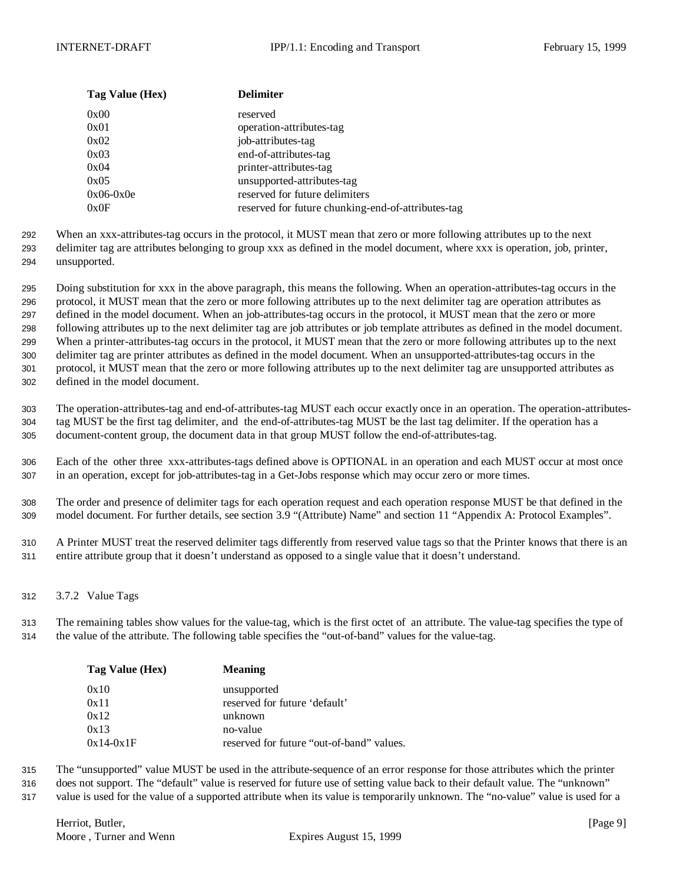| Tag Value (Hex) | Delimiter |
| --- | --- |
| 0x00 | reserved |
| 0x01 | operation-attributes-tag |
| 0x02 | job-attributes-tag |
| 0x03 | end-of-attributes-tag |
| 0x04 | printer-attributes-tag |
| 0x05 | unsupported-attributes-tag |
| 0x06-0x0e | reserved for future delimiters |
| 0x0F | reserved for future chunking-end-of-attributes-tag |

When an xxx-attributes-tag occurs in the protocol, it MUST mean that zero or more following attributes up to the next delimiter tag are attributes belonging to group xxx as defined in the model document, where xxx is operation, job, printer, unsupported.

Doing substitution for xxx in the above paragraph, this means the following. When an operation-attributes-tag occurs in the protocol, it MUST mean that the zero or more following attributes up to the next delimiter tag are operation attributes as defined in the model document. When an job-attributes-tag occurs in the protocol, it MUST mean that the zero or more following attributes up to the next delimiter tag are job attributes or job template attributes as defined in the model document. When a printer-attributes-tag occurs in the protocol, it MUST mean that the zero or more following attributes up to the next delimiter tag are printer attributes as defined in the model document. When an unsupported-attributes-tag occurs in the protocol, it MUST mean that the zero or more following attributes up to the next delimiter tag are unsupported attributes as defined in the model document.

The operation-attributes-tag and end-of-attributes-tag MUST each occur exactly once in an operation. The operation-attributes-tag MUST be the first tag delimiter, and the end-of-attributes-tag MUST be the last tag delimiter. If the operation has a document-content group, the document data in that group MUST follow the end-of-attributes-tag.

Each of the other three xxx-attributes-tags defined above is OPTIONAL in an operation and each MUST occur at most once in an operation, except for job-attributes-tag in a Get-Jobs response which may occur zero or more times.

The order and presence of delimiter tags for each operation request and each operation response MUST be that defined in the model document. For further details, see section 3.9 “(Attribute) Name” and section 11 “Appendix A: Protocol Examples”.

A Printer MUST treat the reserved delimiter tags differently from reserved value tags so that the Printer knows that there is an entire attribute group that it doesn’t understand as opposed to a single value that it doesn’t understand.

### 3.7.2 Value Tags

The remaining tables show values for the value-tag, which is the first octet of an attribute. The value-tag specifies the type of the value of the attribute. The following table specifies the “out-of-band” values for the value-tag.

| Tag Value (Hex) | Meaning |
| --- | --- |
| 0x10 | unsupported |
| 0x11 | reserved for future ‘default’ |
| 0x12 | unknown |
| 0x13 | no-value |
| 0x14-0x1F | reserved for future “out-of-band” values. |

The “unsupported” value MUST be used in the attribute-sequence of an error response for those attributes which the printer does not support. The “default” value is reserved for future use of setting value back to their default value. The “unknown” value is used for the value of a supported attribute when its value is temporarily unknown. The “no-value” value is used for a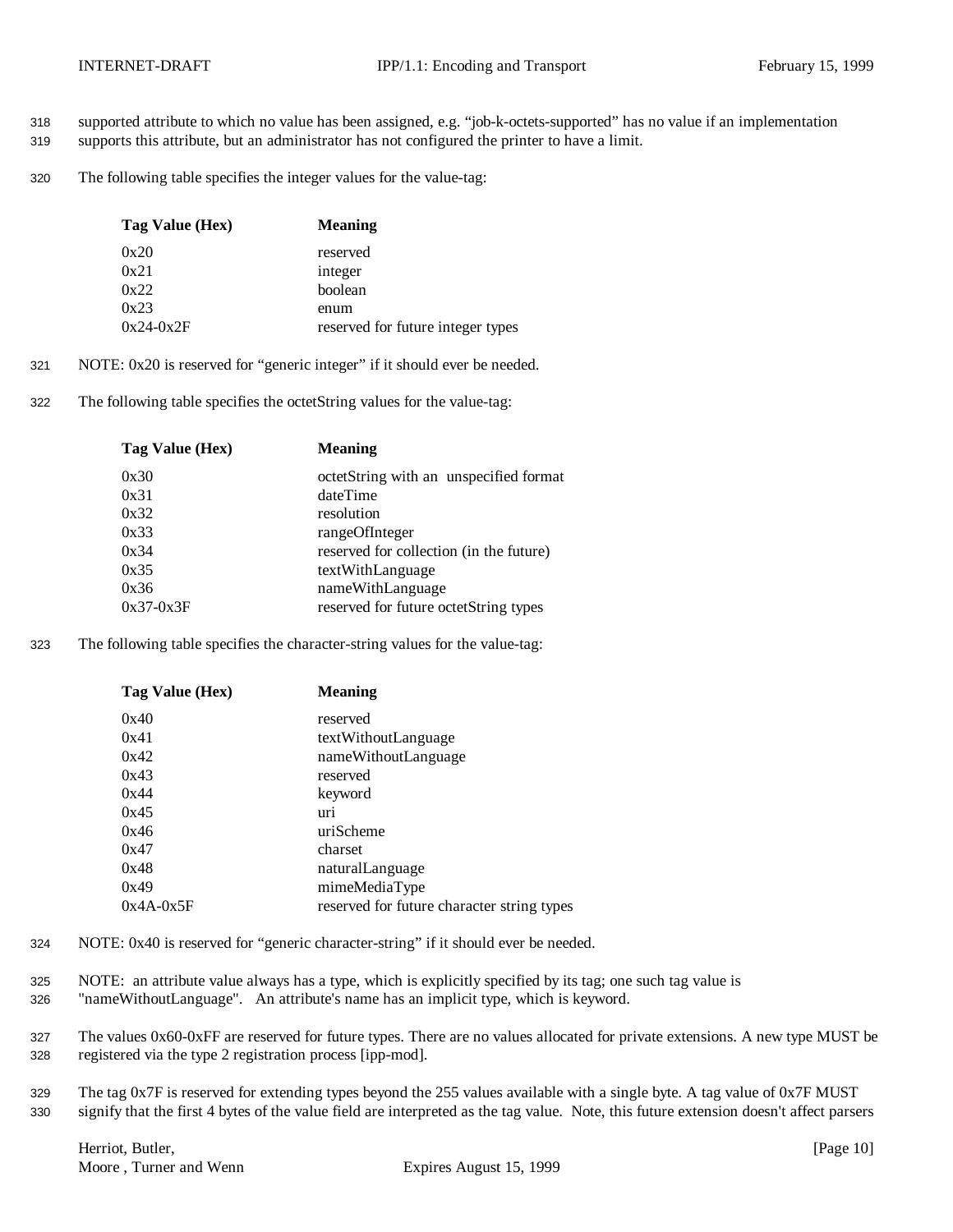supported attribute to which no value has been assigned, e.g. “job-k-octets-supported” has no value if an implementation supports this attribute, but an administrator has not configured the printer to have a limit.

The following table specifies the integer values for the value-tag:

| Tag Value (Hex) | Meaning |
|---|---|
| 0x20 | reserved |
| 0x21 | integer |
| 0x22 | boolean |
| 0x23 | enum |
| 0x24-0x2F | reserved for future integer types |

NOTE: 0x20 is reserved for “generic integer” if it should ever be needed.

The following table specifies the octetString values for the value-tag:

| Tag Value (Hex) | Meaning |
|---|---|
| 0x30 | octetString with an unspecified format |
| 0x31 | dateTime |
| 0x32 | resolution |
| 0x33 | rangeOfInteger |
| 0x34 | reserved for collection (in the future) |
| 0x35 | textWithLanguage |
| 0x36 | nameWithLanguage |
| 0x37-0x3F | reserved for future octetString types |

The following table specifies the character-string values for the value-tag:

| Tag Value (Hex) | Meaning |
|---|---|
| 0x40 | reserved |
| 0x41 | textWithoutLanguage |
| 0x42 | nameWithoutLanguage |
| 0x43 | reserved |
| 0x44 | keyword |
| 0x45 | uri |
| 0x46 | uriScheme |
| 0x47 | charset |
| 0x48 | naturalLanguage |
| 0x49 | mimeMediaType |
| 0x4A-0x5F | reserved for future character string types |

NOTE: 0x40 is reserved for “generic character-string” if it should ever be needed.

NOTE: an attribute value always has a type, which is explicitly specified by its tag; one such tag value is "nameWithoutLanguage". An attribute's name has an implicit type, which is keyword.

The values 0x60-0xFF are reserved for future types. There are no values allocated for private extensions. A new type MUST be registered via the type 2 registration process [ipp-mod].

The tag 0x7F is reserved for extending types beyond the 255 values available with a single byte. A tag value of 0x7F MUST signify that the first 4 bytes of the value field are interpreted as the tag value. Note, this future extension doesn't affect parsers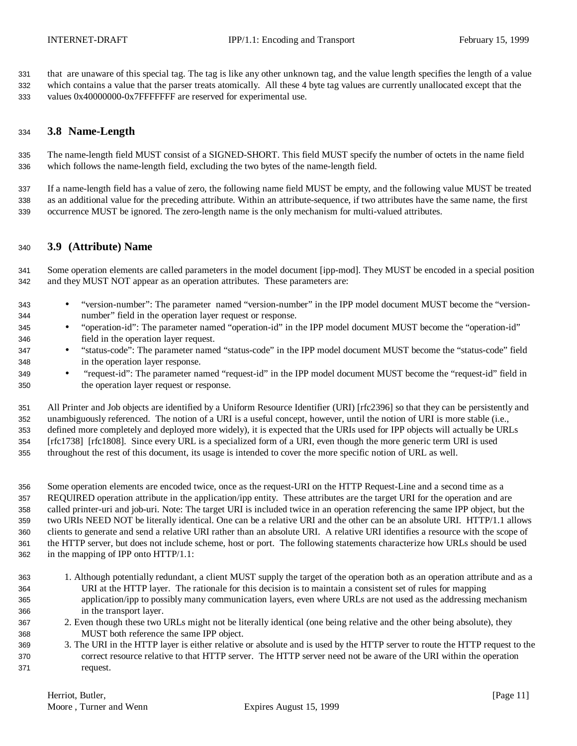that are unaware of this special tag. The tag is like any other unknown tag, and the value length specifies the length of a value which contains a value that the parser treats atomically. All these 4 byte tag values are currently unallocated except that the values 0x40000000-0x7FFFFFFF are reserved for experimental use.

## 3.8 Name-Length

The name-length field MUST consist of a SIGNED-SHORT. This field MUST specify the number of octets in the name field which follows the name-length field, excluding the two bytes of the name-length field.

If a name-length field has a value of zero, the following name field MUST be empty, and the following value MUST be treated as an additional value for the preceding attribute. Within an attribute-sequence, if two attributes have the same name, the first occurrence MUST be ignored. The zero-length name is the only mechanism for multi-valued attributes.

## 3.9 (Attribute) Name

Some operation elements are called parameters in the model document [ipp-mod]. They MUST be encoded in a special position and they MUST NOT appear as an operation attributes. These parameters are:

- "version-number": The parameter named "version-number" in the IPP model document MUST become the "version-number" field in the operation layer request or response.
- "operation-id": The parameter named "operation-id" in the IPP model document MUST become the "operation-id" field in the operation layer request.
- "status-code": The parameter named "status-code" in the IPP model document MUST become the "status-code" field in the operation layer response.
- "request-id": The parameter named "request-id" in the IPP model document MUST become the "request-id" field in the operation layer request or response.

All Printer and Job objects are identified by a Uniform Resource Identifier (URI) [rfc2396] so that they can be persistently and unambiguously referenced. The notion of a URI is a useful concept, however, until the notion of URI is more stable (i.e., defined more completely and deployed more widely), it is expected that the URIs used for IPP objects will actually be URLs [rfc1738] [rfc1808]. Since every URL is a specialized form of a URI, even though the more generic term URI is used throughout the rest of this document, its usage is intended to cover the more specific notion of URL as well.

Some operation elements are encoded twice, once as the request-URI on the HTTP Request-Line and a second time as a REQUIRED operation attribute in the application/ipp entity. These attributes are the target URI for the operation and are called printer-uri and job-uri. Note: The target URI is included twice in an operation referencing the same IPP object, but the two URIs NEED NOT be literally identical. One can be a relative URI and the other can be an absolute URI. HTTP/1.1 allows clients to generate and send a relative URI rather than an absolute URI. A relative URI identifies a resource with the scope of the HTTP server, but does not include scheme, host or port. The following statements characterize how URLs should be used in the mapping of IPP onto HTTP/1.1:

1. Although potentially redundant, a client MUST supply the target of the operation both as an operation attribute and as a URI at the HTTP layer. The rationale for this decision is to maintain a consistent set of rules for mapping application/ipp to possibly many communication layers, even where URLs are not used as the addressing mechanism in the transport layer.
2. Even though these two URLs might not be literally identical (one being relative and the other being absolute), they MUST both reference the same IPP object.
3. The URI in the HTTP layer is either relative or absolute and is used by the HTTP server to route the HTTP request to the correct resource relative to that HTTP server. The HTTP server need not be aware of the URI within the operation request.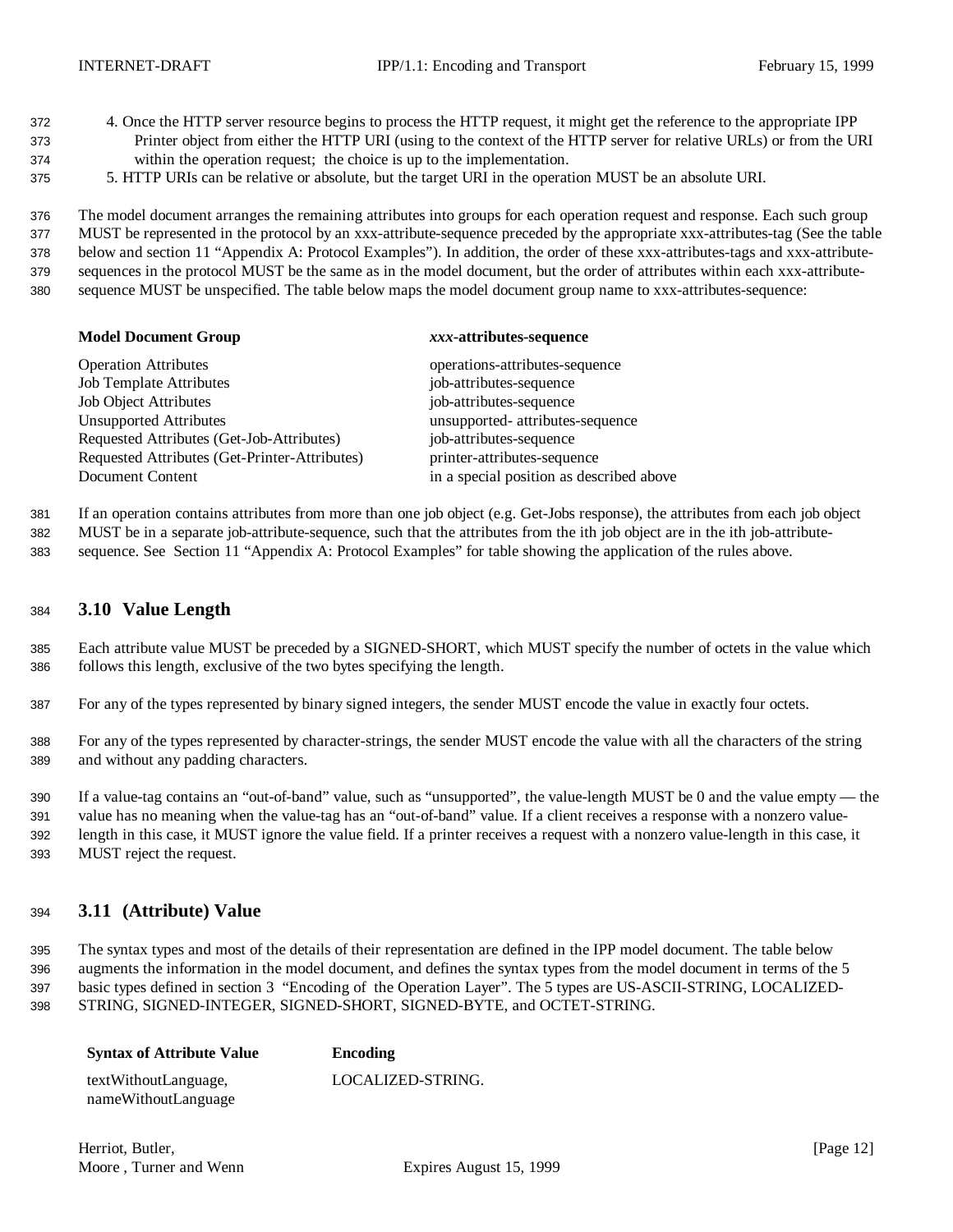4. Once the HTTP server resource begins to process the HTTP request, it might get the reference to the appropriate IPP Printer object from either the HTTP URI (using to the context of the HTTP server for relative URLs) or from the URI within the operation request; the choice is up to the implementation.
5. HTTP URIs can be relative or absolute, but the target URI in the operation MUST be an absolute URI.

The model document arranges the remaining attributes into groups for each operation request and response. Each such group MUST be represented in the protocol by an xxx-attribute-sequence preceded by the appropriate xxx-attributes-tag (See the table below and section 11 "Appendix A: Protocol Examples"). In addition, the order of these xxx-attributes-tags and xxx-attribute-sequences in the protocol MUST be the same as in the model document, but the order of attributes within each xxx-attribute-sequence MUST be unspecified. The table below maps the model document group name to xxx-attributes-sequence:

| Model Document Group | *xxx*-attributes-sequence |
|---|---|
| Operation Attributes | operations-attributes-sequence |
| Job Template Attributes | job-attributes-sequence |
| Job Object Attributes | job-attributes-sequence |
| Unsupported Attributes | unsupported- attributes-sequence |
| Requested Attributes (Get-Job-Attributes) | job-attributes-sequence |
| Requested Attributes (Get-Printer-Attributes) | printer-attributes-sequence |
| Document Content | in a special position as described above |

If an operation contains attributes from more than one job object (e.g. Get-Jobs response), the attributes from each job object MUST be in a separate job-attribute-sequence, such that the attributes from the ith job object are in the ith job-attribute-sequence. See Section 11 "Appendix A: Protocol Examples" for table showing the application of the rules above.

## 3.10 Value Length

Each attribute value MUST be preceded by a SIGNED-SHORT, which MUST specify the number of octets in the value which follows this length, exclusive of the two bytes specifying the length.

For any of the types represented by binary signed integers, the sender MUST encode the value in exactly four octets.

For any of the types represented by character-strings, the sender MUST encode the value with all the characters of the string and without any padding characters.

If a value-tag contains an "out-of-band" value, such as "unsupported", the value-length MUST be 0 and the value empty — the value has no meaning when the value-tag has an "out-of-band" value. If a client receives a response with a nonzero value-length in this case, it MUST ignore the value field. If a printer receives a request with a nonzero value-length in this case, it MUST reject the request.

## 3.11 (Attribute) Value

The syntax types and most of the details of their representation are defined in the IPP model document. The table below augments the information in the model document, and defines the syntax types from the model document in terms of the 5 basic types defined in section 3 "Encoding of the Operation Layer". The 5 types are US-ASCII-STRING, LOCALIZED-STRING, SIGNED-INTEGER, SIGNED-SHORT, SIGNED-BYTE, and OCTET-STRING.

| Syntax of Attribute Value | Encoding |
|---|---|
| textWithoutLanguage, nameWithoutLanguage | LOCALIZED-STRING. |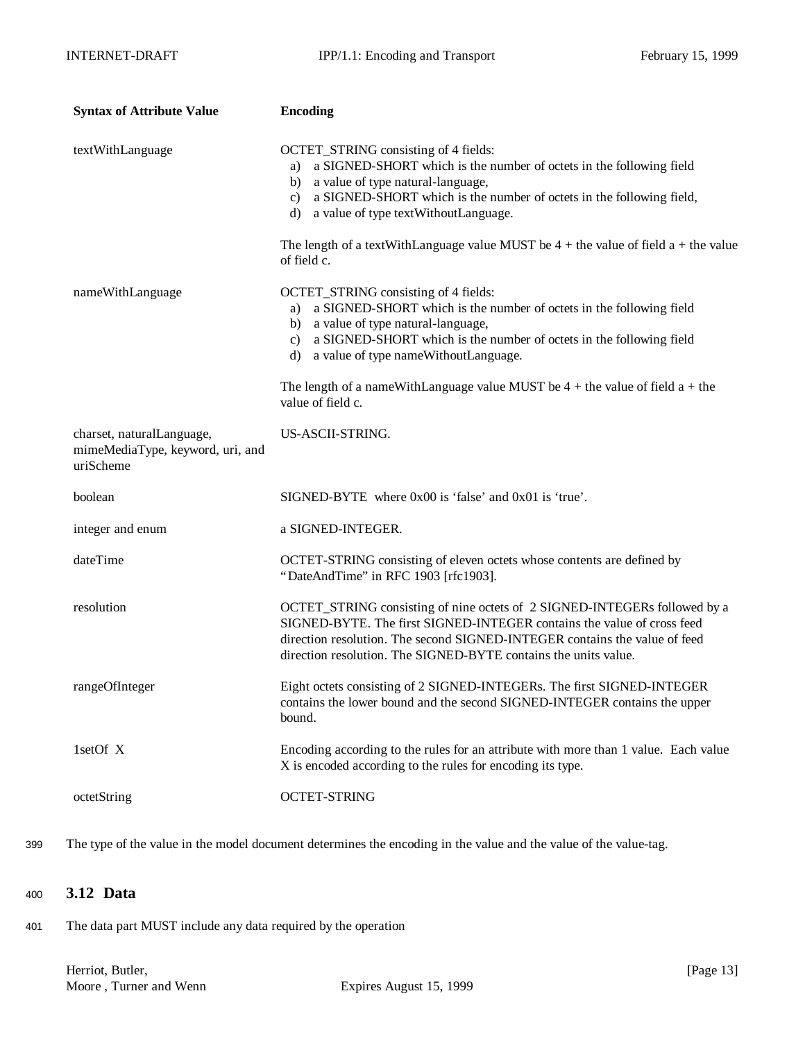| Syntax of Attribute Value | Encoding |
|---|---|
| textWithLanguage | OCTET_STRING consisting of 4 fields:<br>a) a SIGNED-SHORT which is the number of octets in the following field<br>b) a value of type natural-language,<br>c) a SIGNED-SHORT which is the number of octets in the following field,<br>d) a value of type textWithoutLanguage.<br><br>The length of a textWithLanguage value MUST be 4 + the value of field a + the value of field c. |
| nameWithLanguage | OCTET_STRING consisting of 4 fields:<br>a) a SIGNED-SHORT which is the number of octets in the following field<br>b) a value of type natural-language,<br>c) a SIGNED-SHORT which is the number of octets in the following field<br>d) a value of type nameWithoutLanguage.<br><br>The length of a nameWithLanguage value MUST be 4 + the value of field a + the value of field c. |
| charset, naturalLanguage, mimeMediaType, keyword, uri, and uriScheme | US-ASCII-STRING. |
| boolean | SIGNED-BYTE where 0x00 is 'false' and 0x01 is 'true'. |
| integer and enum | a SIGNED-INTEGER. |
| dateTime | OCTET-STRING consisting of eleven octets whose contents are defined by "DateAndTime" in RFC 1903 [rfc1903]. |
| resolution | OCTET_STRING consisting of nine octets of 2 SIGNED-INTEGERs followed by a SIGNED-BYTE. The first SIGNED-INTEGER contains the value of cross feed direction resolution. The second SIGNED-INTEGER contains the value of feed direction resolution. The SIGNED-BYTE contains the units value. |
| rangeOfInteger | Eight octets consisting of 2 SIGNED-INTEGERs. The first SIGNED-INTEGER contains the lower bound and the second SIGNED-INTEGER contains the upper bound. |
| 1setOf X | Encoding according to the rules for an attribute with more than 1 value. Each value X is encoded according to the rules for encoding its type. |
| octetString | OCTET-STRING |

399 The type of the value in the model document determines the encoding in the value and the value of the value-tag.

## 400 3.12 Data

401 The data part MUST include any data required by the operation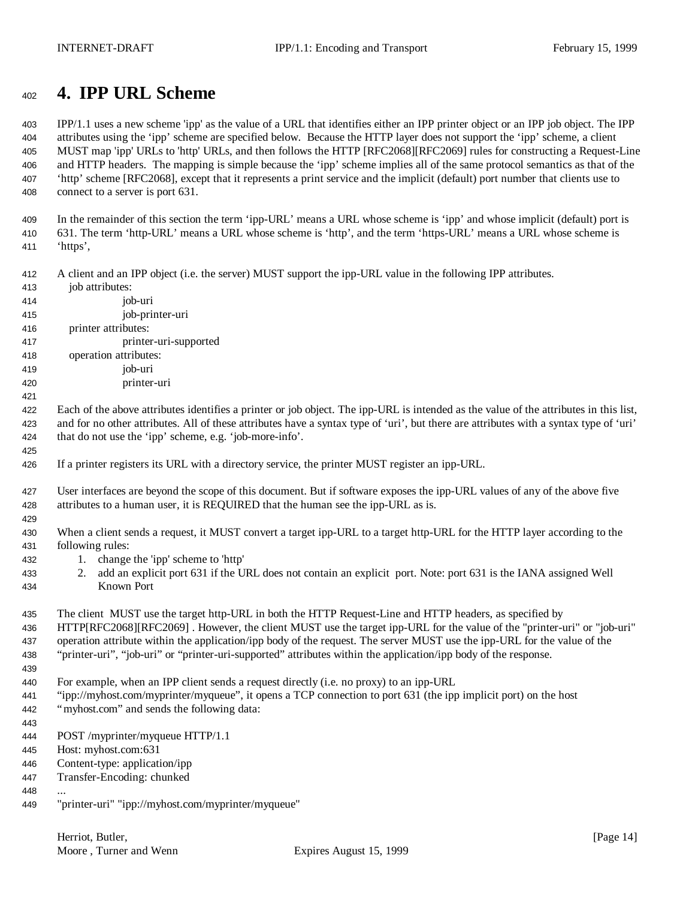# 4. IPP URL Scheme

IPP/1.1 uses a new scheme 'ipp' as the value of a URL that identifies either an IPP printer object or an IPP job object. The IPP attributes using the 'ipp' scheme are specified below. Because the HTTP layer does not support the 'ipp' scheme, a client MUST map 'ipp' URLs to 'http' URLs, and then follows the HTTP [RFC2068][RFC2069] rules for constructing a Request-Line and HTTP headers. The mapping is simple because the 'ipp' scheme implies all of the same protocol semantics as that of the 'http' scheme [RFC2068], except that it represents a print service and the implicit (default) port number that clients use to connect to a server is port 631.

In the remainder of this section the term 'ipp-URL' means a URL whose scheme is 'ipp' and whose implicit (default) port is 631. The term 'http-URL' means a URL whose scheme is 'http', and the term 'https-URL' means a URL whose scheme is 'https',

A client and an IPP object (i.e. the server) MUST support the ipp-URL value in the following IPP attributes.

- job attributes:
  - job-uri
  - job-printer-uri
- printer attributes:
  - printer-uri-supported
- operation attributes:
  - job-uri
  - printer-uri

Each of the above attributes identifies a printer or job object. The ipp-URL is intended as the value of the attributes in this list, and for no other attributes. All of these attributes have a syntax type of 'uri', but there are attributes with a syntax type of 'uri' that do not use the 'ipp' scheme, e.g. 'job-more-info'.

If a printer registers its URL with a directory service, the printer MUST register an ipp-URL.

User interfaces are beyond the scope of this document. But if software exposes the ipp-URL values of any of the above five attributes to a human user, it is REQUIRED that the human see the ipp-URL as is.

When a client sends a request, it MUST convert a target ipp-URL to a target http-URL for the HTTP layer according to the following rules:

1. change the 'ipp' scheme to 'http'
2. add an explicit port 631 if the URL does not contain an explicit port. Note: port 631 is the IANA assigned Well Known Port

The client MUST use the target http-URL in both the HTTP Request-Line and HTTP headers, as specified by HTTP[RFC2068][RFC2069] . However, the client MUST use the target ipp-URL for the value of the "printer-uri" or "job-uri" operation attribute within the application/ipp body of the request. The server MUST use the ipp-URL for the value of the "printer-uri", "job-uri" or "printer-uri-supported" attributes within the application/ipp body of the response.

For example, when an IPP client sends a request directly (i.e. no proxy) to an ipp-URL "ipp://myhost.com/myprinter/myqueue", it opens a TCP connection to port 631 (the ipp implicit port) on the host "myhost.com" and sends the following data:

```
POST /myprinter/myqueue HTTP/1.1
Host: myhost.com:631
Content-type: application/ipp
Transfer-Encoding: chunked
...
"printer-uri" "ipp://myhost.com/myprinter/myqueue"
```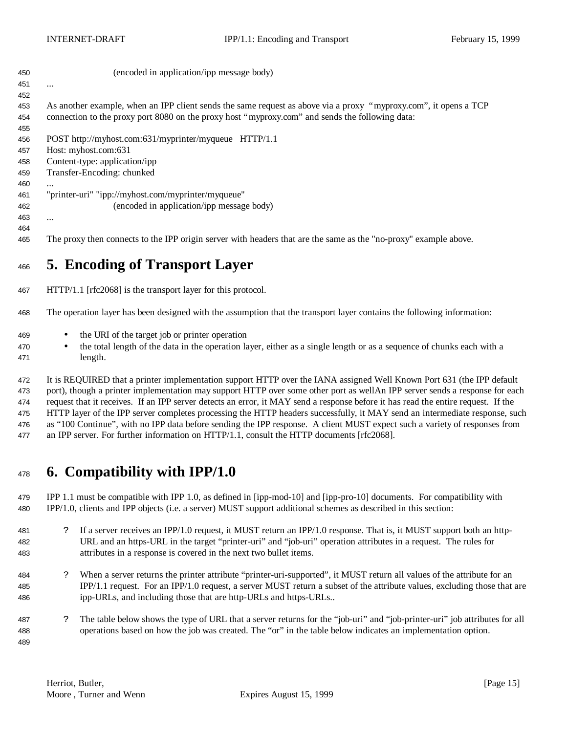(encoded in application/ipp message body)

...

As another example, when an IPP client sends the same request as above via a proxy "myproxy.com", it opens a TCP connection to the proxy port 8080 on the proxy host "myproxy.com" and sends the following data:

```
POST http://myhost.com:631/myprinter/myqueue   HTTP/1.1
Host: myhost.com:631
Content-type: application/ipp
Transfer-Encoding: chunked
...
"printer-uri" "ipp://myhost.com/myprinter/myqueue"
                    (encoded in application/ipp message body)
...
```

The proxy then connects to the IPP origin server with headers that are the same as the "no-proxy" example above.

# 5. Encoding of Transport Layer

HTTP/1.1 [rfc2068] is the transport layer for this protocol.

The operation layer has been designed with the assumption that the transport layer contains the following information:

- the URI of the target job or printer operation
- the total length of the data in the operation layer, either as a single length or as a sequence of chunks each with a length.

It is REQUIRED that a printer implementation support HTTP over the IANA assigned Well Known Port 631 (the IPP default port), though a printer implementation may support HTTP over some other port as wellAn IPP server sends a response for each request that it receives. If an IPP server detects an error, it MAY send a response before it has read the entire request. If the HTTP layer of the IPP server completes processing the HTTP headers successfully, it MAY send an intermediate response, such as "100 Continue", with no IPP data before sending the IPP response. A client MUST expect such a variety of responses from an IPP server. For further information on HTTP/1.1, consult the HTTP documents [rfc2068].

# 6. Compatibility with IPP/1.0

IPP 1.1 must be compatible with IPP 1.0, as defined in [ipp-mod-10] and [ipp-pro-10] documents. For compatibility with IPP/1.0, clients and IPP objects (i.e. a server) MUST support additional schemes as described in this section:

? If a server receives an IPP/1.0 request, it MUST return an IPP/1.0 response. That is, it MUST support both an http-URL and an https-URL in the target "printer-uri" and "job-uri" operation attributes in a request. The rules for attributes in a response is covered in the next two bullet items.

? When a server returns the printer attribute "printer-uri-supported", it MUST return all values of the attribute for an IPP/1.1 request. For an IPP/1.0 request, a server MUST return a subset of the attribute values, excluding those that are ipp-URLs, and including those that are http-URLs and https-URLs..

? The table below shows the type of URL that a server returns for the "job-uri" and "job-printer-uri" job attributes for all operations based on how the job was created. The "or" in the table below indicates an implementation option.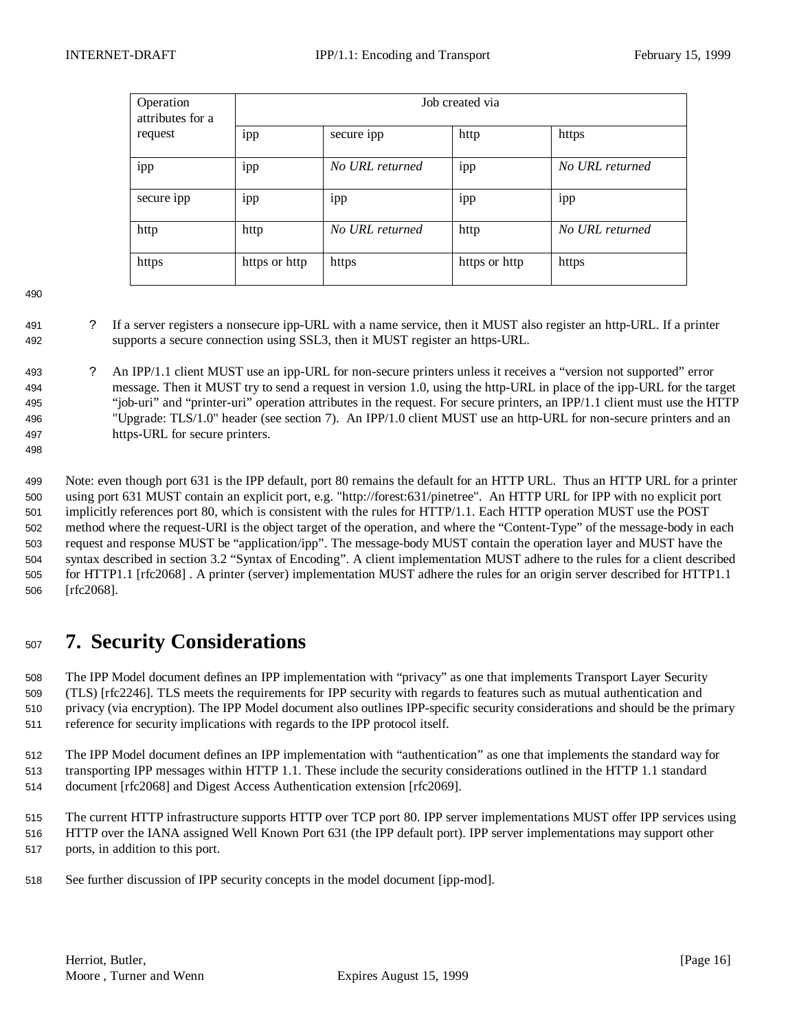| Operation attributes for a request | Job created via | | | |
|---|---|---|---|---|
| | ipp | secure ipp | http | https |
| ipp | ipp | *No URL returned* | ipp | *No URL returned* |
| secure ipp | ipp | ipp | ipp | ipp |
| http | http | *No URL returned* | http | *No URL returned* |
| https | https or http | https | https or http | https |

- If a server registers a nonsecure ipp-URL with a name service, then it MUST also register an http-URL. If a printer supports a secure connection using SSL3, then it MUST register an https-URL.

- An IPP/1.1 client MUST use an ipp-URL for non-secure printers unless it receives a "version not supported" error message. Then it MUST try to send a request in version 1.0, using the http-URL in place of the ipp-URL for the target "job-uri" and "printer-uri" operation attributes in the request. For secure printers, an IPP/1.1 client must use the HTTP "Upgrade: TLS/1.0" header (see section 7). An IPP/1.0 client MUST use an http-URL for non-secure printers and an https-URL for secure printers.

Note: even though port 631 is the IPP default, port 80 remains the default for an HTTP URL. Thus an HTTP URL for a printer using port 631 MUST contain an explicit port, e.g. "http://forest:631/pinetree". An HTTP URL for IPP with no explicit port implicitly references port 80, which is consistent with the rules for HTTP/1.1. Each HTTP operation MUST use the POST method where the request-URI is the object target of the operation, and where the "Content-Type" of the message-body in each request and response MUST be "application/ipp". The message-body MUST contain the operation layer and MUST have the syntax described in section 3.2 "Syntax of Encoding". A client implementation MUST adhere to the rules for a client described for HTTP1.1 [rfc2068] . A printer (server) implementation MUST adhere the rules for an origin server described for HTTP1.1 [rfc2068].

# 7. Security Considerations

The IPP Model document defines an IPP implementation with "privacy" as one that implements Transport Layer Security (TLS) [rfc2246]. TLS meets the requirements for IPP security with regards to features such as mutual authentication and privacy (via encryption). The IPP Model document also outlines IPP-specific security considerations and should be the primary reference for security implications with regards to the IPP protocol itself.

The IPP Model document defines an IPP implementation with "authentication" as one that implements the standard way for transporting IPP messages within HTTP 1.1. These include the security considerations outlined in the HTTP 1.1 standard document [rfc2068] and Digest Access Authentication extension [rfc2069].

The current HTTP infrastructure supports HTTP over TCP port 80. IPP server implementations MUST offer IPP services using HTTP over the IANA assigned Well Known Port 631 (the IPP default port). IPP server implementations may support other ports, in addition to this port.

See further discussion of IPP security concepts in the model document [ipp-mod].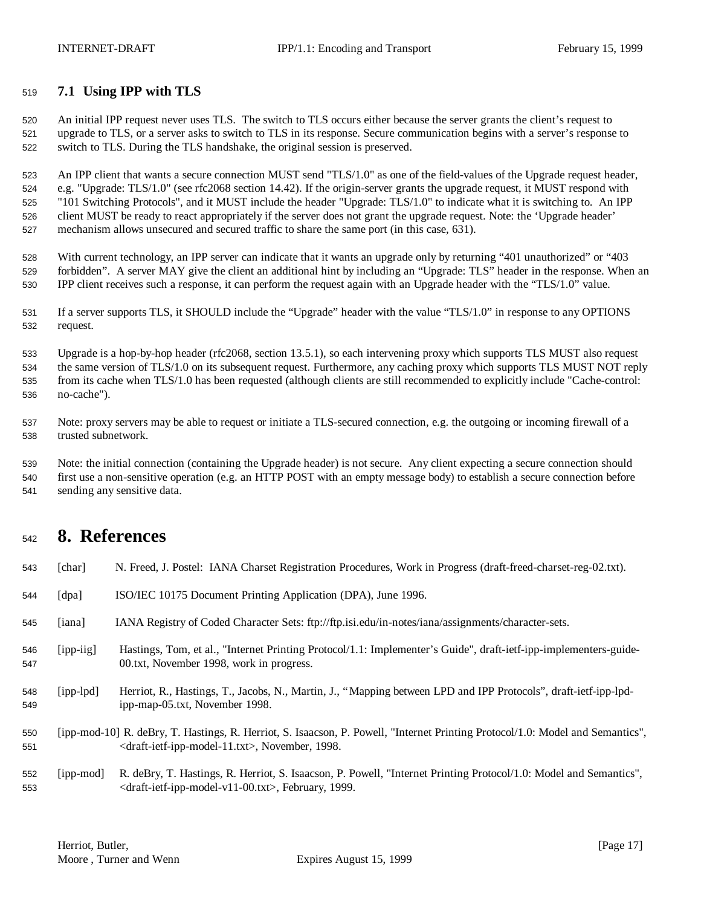### 7.1 Using IPP with TLS

An initial IPP request never uses TLS. The switch to TLS occurs either because the server grants the client's request to upgrade to TLS, or a server asks to switch to TLS in its response. Secure communication begins with a server's response to switch to TLS. During the TLS handshake, the original session is preserved.

An IPP client that wants a secure connection MUST send "TLS/1.0" as one of the field-values of the Upgrade request header, e.g. "Upgrade: TLS/1.0" (see rfc2068 section 14.42). If the origin-server grants the upgrade request, it MUST respond with "101 Switching Protocols", and it MUST include the header "Upgrade: TLS/1.0" to indicate what it is switching to. An IPP client MUST be ready to react appropriately if the server does not grant the upgrade request. Note: the 'Upgrade header' mechanism allows unsecured and secured traffic to share the same port (in this case, 631).

With current technology, an IPP server can indicate that it wants an upgrade only by returning "401 unauthorized" or "403 forbidden". A server MAY give the client an additional hint by including an "Upgrade: TLS" header in the response. When an IPP client receives such a response, it can perform the request again with an Upgrade header with the "TLS/1.0" value.

If a server supports TLS, it SHOULD include the "Upgrade" header with the value "TLS/1.0" in response to any OPTIONS request.

Upgrade is a hop-by-hop header (rfc2068, section 13.5.1), so each intervening proxy which supports TLS MUST also request the same version of TLS/1.0 on its subsequent request. Furthermore, any caching proxy which supports TLS MUST NOT reply from its cache when TLS/1.0 has been requested (although clients are still recommended to explicitly include "Cache-control: no-cache").

Note: proxy servers may be able to request or initiate a TLS-secured connection, e.g. the outgoing or incoming firewall of a trusted subnetwork.

Note: the initial connection (containing the Upgrade header) is not secure. Any client expecting a secure connection should first use a non-sensitive operation (e.g. an HTTP POST with an empty message body) to establish a secure connection before sending any sensitive data.

# 8. References

[char] N. Freed, J. Postel: IANA Charset Registration Procedures, Work in Progress (draft-freed-charset-reg-02.txt).

[dpa] ISO/IEC 10175 Document Printing Application (DPA), June 1996.

[iana] IANA Registry of Coded Character Sets: ftp://ftp.isi.edu/in-notes/iana/assignments/character-sets.

[ipp-iig] Hastings, Tom, et al., "Internet Printing Protocol/1.1: Implementer's Guide", draft-ietf-ipp-implementers-guide-00.txt, November 1998, work in progress.

[ipp-lpd] Herriot, R., Hastings, T., Jacobs, N., Martin, J., "Mapping between LPD and IPP Protocols", draft-ietf-ipp-lpd-ipp-map-05.txt, November 1998.

[ipp-mod-10] R. deBry, T. Hastings, R. Herriot, S. Isaacson, P. Powell, "Internet Printing Protocol/1.0: Model and Semantics", <draft-ietf-ipp-model-11.txt>, November, 1998.

[ipp-mod] R. deBry, T. Hastings, R. Herriot, S. Isaacson, P. Powell, "Internet Printing Protocol/1.0: Model and Semantics", <draft-ietf-ipp-model-v11-00.txt>, February, 1999.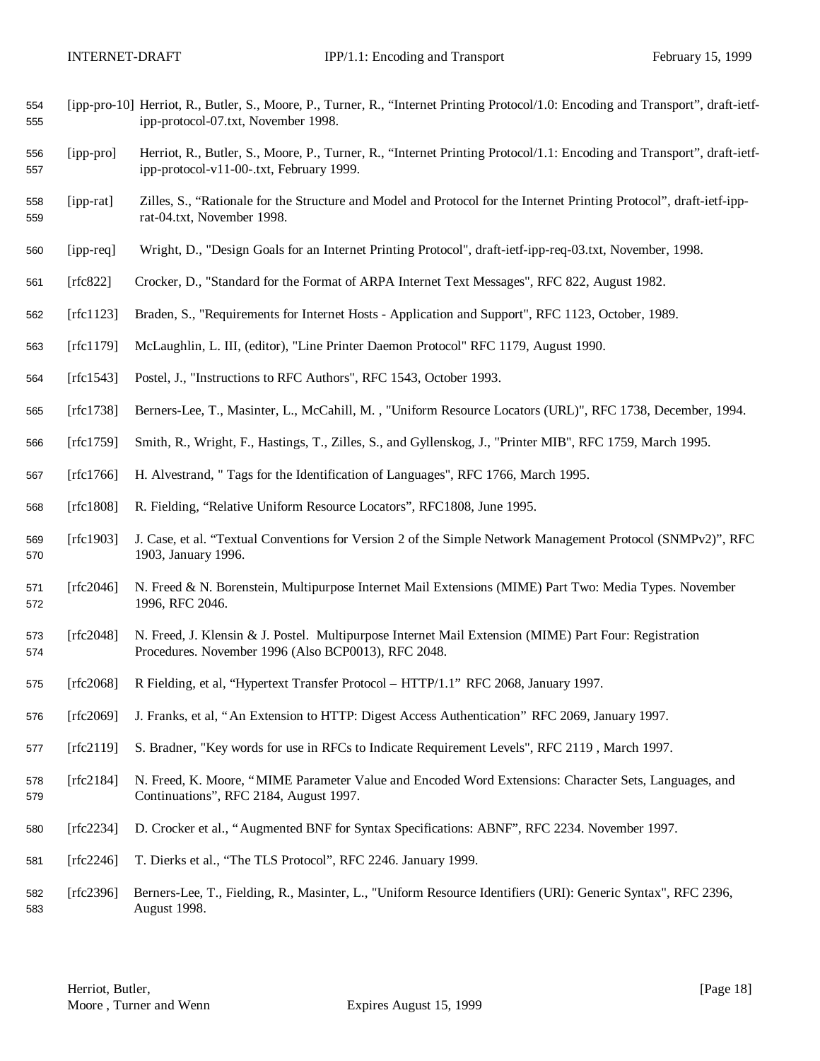[ipp-pro-10] Herriot, R., Butler, S., Moore, P., Turner, R., "Internet Printing Protocol/1.0: Encoding and Transport", draft-ietf-ipp-protocol-07.txt, November 1998.

[ipp-pro] Herriot, R., Butler, S., Moore, P., Turner, R., "Internet Printing Protocol/1.1: Encoding and Transport", draft-ietf-ipp-protocol-v11-00-.txt, February 1999.

[ipp-rat] Zilles, S., "Rationale for the Structure and Model and Protocol for the Internet Printing Protocol", draft-ietf-ipp-rat-04.txt, November 1998.

[ipp-req] Wright, D., "Design Goals for an Internet Printing Protocol", draft-ietf-ipp-req-03.txt, November, 1998.

[rfc822] Crocker, D., "Standard for the Format of ARPA Internet Text Messages", RFC 822, August 1982.

[rfc1123] Braden, S., "Requirements for Internet Hosts - Application and Support", RFC 1123, October, 1989.

[rfc1179] McLaughlin, L. III, (editor), "Line Printer Daemon Protocol" RFC 1179, August 1990.

[rfc1543] Postel, J., "Instructions to RFC Authors", RFC 1543, October 1993.

[rfc1738] Berners-Lee, T., Masinter, L., McCahill, M. , "Uniform Resource Locators (URL)", RFC 1738, December, 1994.

[rfc1759] Smith, R., Wright, F., Hastings, T., Zilles, S., and Gyllenskog, J., "Printer MIB", RFC 1759, March 1995.

[rfc1766] H. Alvestrand, " Tags for the Identification of Languages", RFC 1766, March 1995.

[rfc1808] R. Fielding, "Relative Uniform Resource Locators", RFC1808, June 1995.

[rfc1903] J. Case, et al. "Textual Conventions for Version 2 of the Simple Network Management Protocol (SNMPv2)", RFC 1903, January 1996.

[rfc2046] N. Freed & N. Borenstein, Multipurpose Internet Mail Extensions (MIME) Part Two: Media Types. November 1996, RFC 2046.

[rfc2048] N. Freed, J. Klensin & J. Postel. Multipurpose Internet Mail Extension (MIME) Part Four: Registration Procedures. November 1996 (Also BCP0013), RFC 2048.

[rfc2068] R Fielding, et al, "Hypertext Transfer Protocol – HTTP/1.1" RFC 2068, January 1997.

[rfc2069] J. Franks, et al, "An Extension to HTTP: Digest Access Authentication" RFC 2069, January 1997.

[rfc2119] S. Bradner, "Key words for use in RFCs to Indicate Requirement Levels", RFC 2119 , March 1997.

[rfc2184] N. Freed, K. Moore, "MIME Parameter Value and Encoded Word Extensions: Character Sets, Languages, and Continuations", RFC 2184, August 1997.

[rfc2234] D. Crocker et al., "Augmented BNF for Syntax Specifications: ABNF", RFC 2234. November 1997.

[rfc2246] T. Dierks et al., "The TLS Protocol", RFC 2246. January 1999.

[rfc2396] Berners-Lee, T., Fielding, R., Masinter, L., "Uniform Resource Identifiers (URI): Generic Syntax", RFC 2396, August 1998.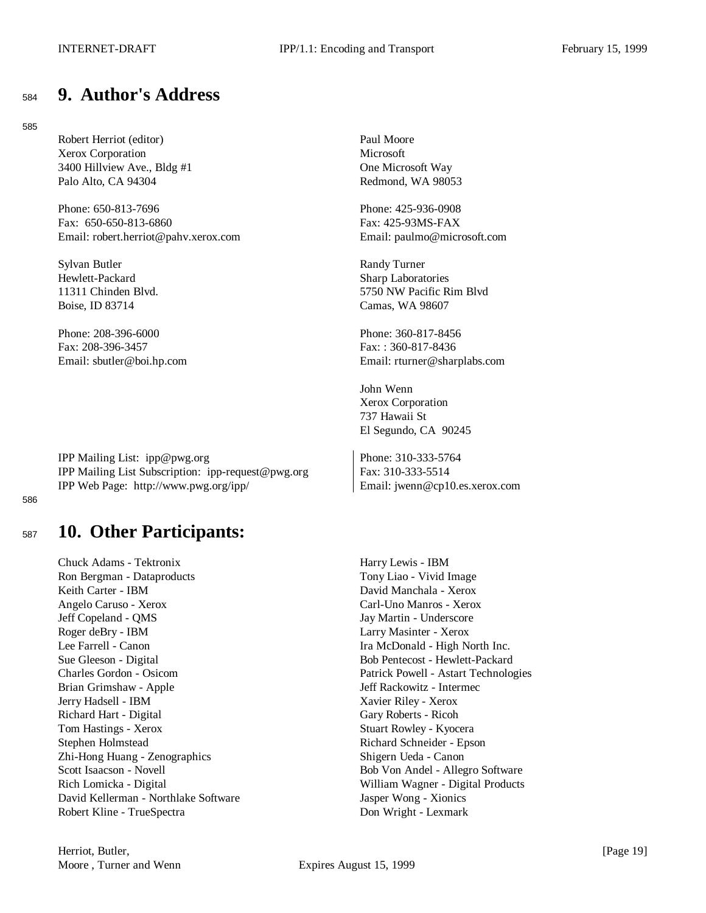# 9. Author's Address

Robert Herriot (editor)
Xerox Corporation
3400 Hillview Ave., Bldg #1
Palo Alto, CA 94304

Phone: 650-813-7696
Fax: 650-650-813-6860
Email: robert.herriot@pahv.xerox.com

Sylvan Butler
Hewlett-Packard
11311 Chinden Blvd.
Boise, ID 83714

Phone: 208-396-6000
Fax: 208-396-3457
Email: sbutler@boi.hp.com

Paul Moore
Microsoft
One Microsoft Way
Redmond, WA 98053

Phone: 425-936-0908
Fax: 425-93MS-FAX
Email: paulmo@microsoft.com

Randy Turner
Sharp Laboratories
5750 NW Pacific Rim Blvd
Camas, WA 98607

Phone: 360-817-8456
Fax: : 360-817-8436
Email: rturner@sharplabs.com

John Wenn
Xerox Corporation
737 Hawaii St
El Segundo, CA 90245

Phone: 310-333-5764
Fax: 310-333-5514
Email: jwenn@cp10.es.xerox.com

IPP Mailing List: ipp@pwg.org
IPP Mailing List Subscription: ipp-request@pwg.org
IPP Web Page: http://www.pwg.org/ipp/

# 10. Other Participants:

Chuck Adams - Tektronix
Ron Bergman - Dataproducts
Keith Carter - IBM
Angelo Caruso - Xerox
Jeff Copeland - QMS
Roger deBry - IBM
Lee Farrell - Canon
Sue Gleeson - Digital
Charles Gordon - Osicom
Brian Grimshaw - Apple
Jerry Hadsell - IBM
Richard Hart - Digital
Tom Hastings - Xerox
Stephen Holmstead
Zhi-Hong Huang - Zenographics
Scott Isaacson - Novell
Rich Lomicka - Digital
David Kellerman - Northlake Software
Robert Kline - TrueSpectra
Harry Lewis - IBM
Tony Liao - Vivid Image
David Manchala - Xerox
Carl-Uno Manros - Xerox
Jay Martin - Underscore
Larry Masinter - Xerox
Ira McDonald - High North Inc.
Bob Pentecost - Hewlett-Packard
Patrick Powell - Astart Technologies
Jeff Rackowitz - Intermec
Xavier Riley - Xerox
Gary Roberts - Ricoh
Stuart Rowley - Kyocera
Richard Schneider - Epson
Shigern Ueda - Canon
Bob Von Andel - Allegro Software
William Wagner - Digital Products
Jasper Wong - Xionics
Don Wright - Lexmark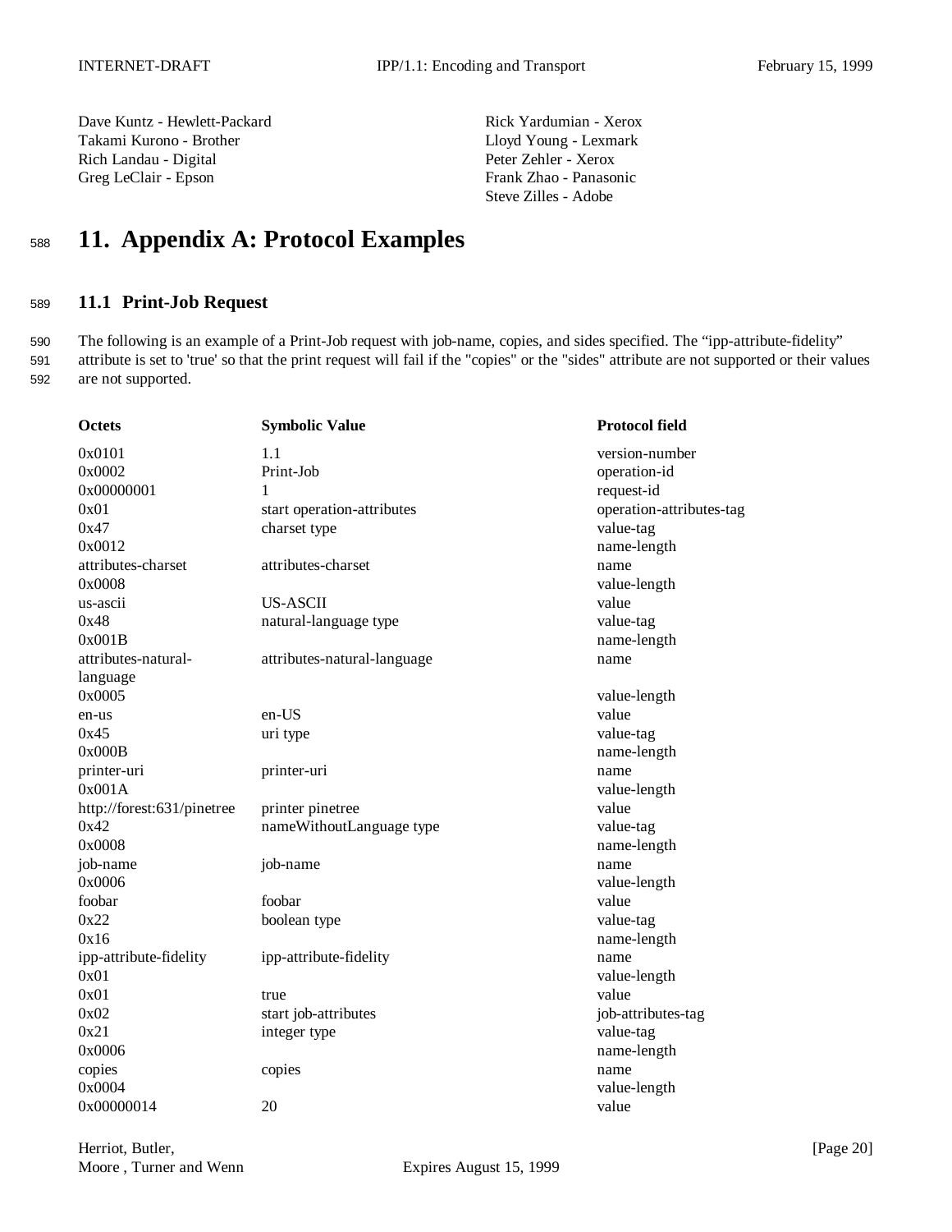Dave Kuntz - Hewlett-Packard
Takami Kurono - Brother
Rich Landau - Digital
Greg LeClair - Epson
Rick Yardumian - Xerox
Lloyd Young - Lexmark
Peter Zehler - Xerox
Frank Zhao - Panasonic
Steve Zilles - Adobe

# 11. Appendix A: Protocol Examples

## 11.1 Print-Job Request

The following is an example of a Print-Job request with job-name, copies, and sides specified. The "ipp-attribute-fidelity" attribute is set to 'true' so that the print request will fail if the "copies" or the "sides" attribute are not supported or their values are not supported.

| Octets | Symbolic Value | Protocol field |
|---|---|---|
| 0x0101 | 1.1 | version-number |
| 0x0002 | Print-Job | operation-id |
| 0x00000001 | 1 | request-id |
| 0x01 | start operation-attributes | operation-attributes-tag |
| 0x47 | charset type | value-tag |
| 0x0012 | | name-length |
| attributes-charset | attributes-charset | name |
| 0x0008 | | value-length |
| us-ascii | US-ASCII | value |
| 0x48 | natural-language type | value-tag |
| 0x001B | | name-length |
| attributes-natural-language | attributes-natural-language | name |
| 0x0005 | | value-length |
| en-us | en-US | value |
| 0x45 | uri type | value-tag |
| 0x000B | | name-length |
| printer-uri | printer-uri | name |
| 0x001A | | value-length |
| http://forest:631/pinetree | printer pinetree | value |
| 0x42 | nameWithoutLanguage type | value-tag |
| 0x0008 | | name-length |
| job-name | job-name | name |
| 0x0006 | | value-length |
| foobar | foobar | value |
| 0x22 | boolean type | value-tag |
| 0x16 | | name-length |
| ipp-attribute-fidelity | ipp-attribute-fidelity | name |
| 0x01 | | value-length |
| 0x01 | true | value |
| 0x02 | start job-attributes | job-attributes-tag |
| 0x21 | integer type | value-tag |
| 0x0006 | | name-length |
| copies | copies | name |
| 0x0004 | | value-length |
| 0x00000014 | 20 | value |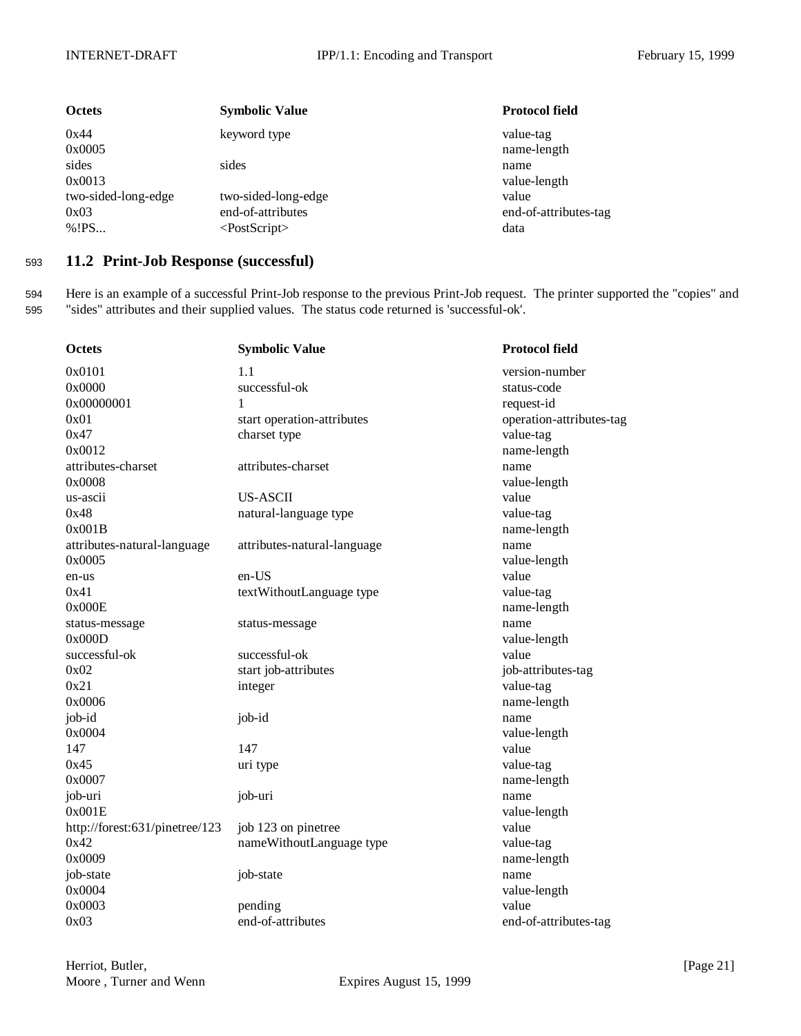| Octets | Symbolic Value | Protocol field |
| --- | --- | --- |
| 0x44 | keyword type | value-tag |
| 0x0005 | | name-length |
| sides | sides | name |
| 0x0013 | | value-length |
| two-sided-long-edge | two-sided-long-edge | value |
| 0x03 | end-of-attributes | end-of-attributes-tag |
| %!PS... | <PostScript> | data |

## 11.2 Print-Job Response (successful)

Here is an example of a successful Print-Job response to the previous Print-Job request. The printer supported the "copies" and "sides" attributes and their supplied values. The status code returned is 'successful-ok'.

| Octets | Symbolic Value | Protocol field |
| --- | --- | --- |
| 0x0101 | 1.1 | version-number |
| 0x0000 | successful-ok | status-code |
| 0x00000001 | 1 | request-id |
| 0x01 | start operation-attributes | operation-attributes-tag |
| 0x47 | charset type | value-tag |
| 0x0012 | | name-length |
| attributes-charset | attributes-charset | name |
| 0x0008 | | value-length |
| us-ascii | US-ASCII | value |
| 0x48 | natural-language type | value-tag |
| 0x001B | | name-length |
| attributes-natural-language | attributes-natural-language | name |
| 0x0005 | | value-length |
| en-us | en-US | value |
| 0x41 | textWithoutLanguage type | value-tag |
| 0x000E | | name-length |
| status-message | status-message | name |
| 0x000D | | value-length |
| successful-ok | successful-ok | value |
| 0x02 | start job-attributes | job-attributes-tag |
| 0x21 | integer | value-tag |
| 0x0006 | | name-length |
| job-id | job-id | name |
| 0x0004 | | value-length |
| 147 | 147 | value |
| 0x45 | uri type | value-tag |
| 0x0007 | | name-length |
| job-uri | job-uri | name |
| 0x001E | | value-length |
| http://forest:631/pinetree/123 | job 123 on pinetree | value |
| 0x42 | nameWithoutLanguage type | value-tag |
| 0x0009 | | name-length |
| job-state | job-state | name |
| 0x0004 | | value-length |
| 0x0003 | pending | value |
| 0x03 | end-of-attributes | end-of-attributes-tag |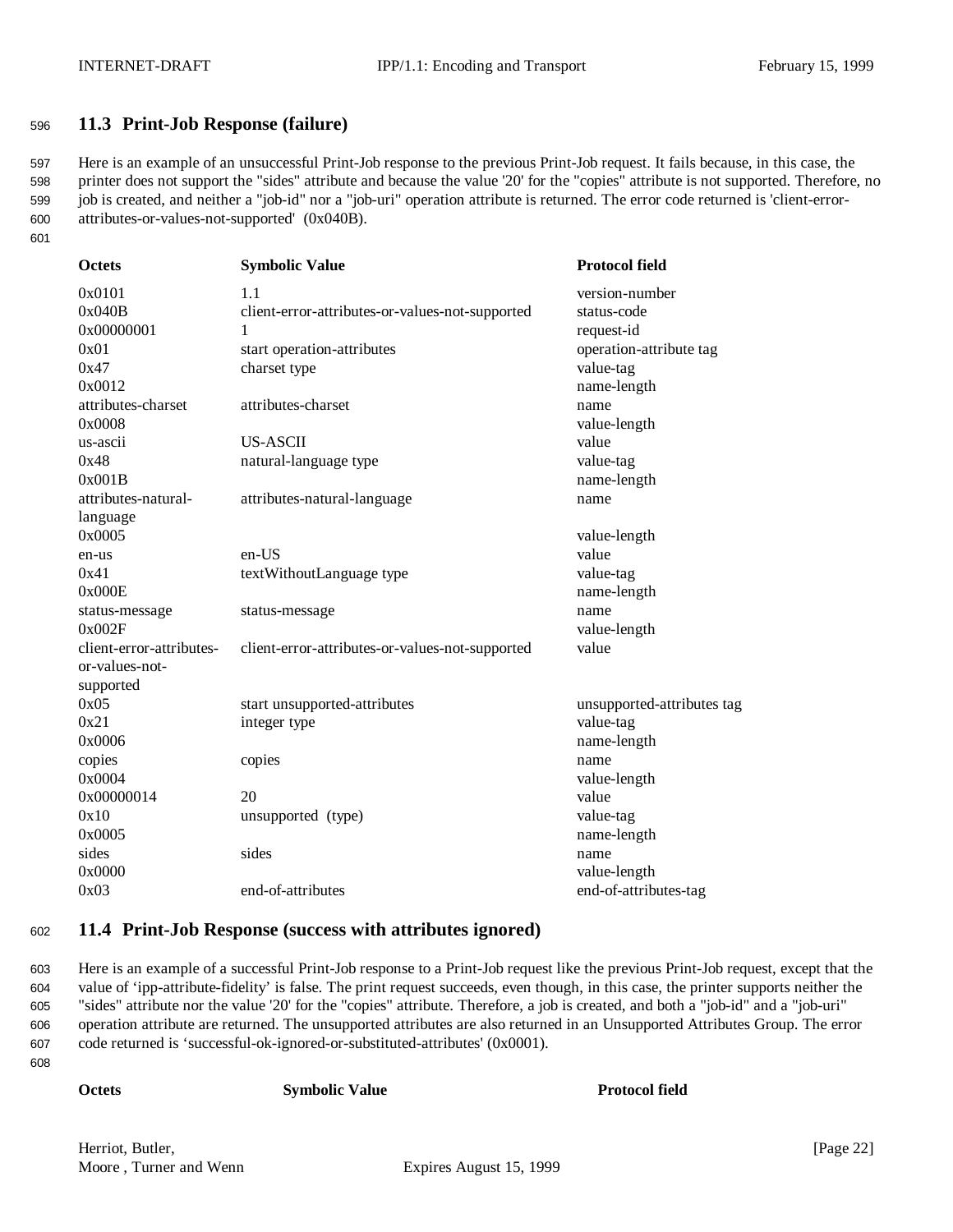## 11.3 Print-Job Response (failure)

Here is an example of an unsuccessful Print-Job response to the previous Print-Job request. It fails because, in this case, the printer does not support the "sides" attribute and because the value '20' for the "copies" attribute is not supported. Therefore, no job is created, and neither a "job-id" nor a "job-uri" operation attribute is returned. The error code returned is 'client-error-attributes-or-values-not-supported' (0x040B).

| Octets | Symbolic Value | Protocol field |
|---|---|---|
| 0x0101 | 1.1 | version-number |
| 0x040B | client-error-attributes-or-values-not-supported | status-code |
| 0x00000001 | 1 | request-id |
| 0x01 | start operation-attributes | operation-attribute tag |
| 0x47 | charset type | value-tag |
| 0x0012 | | name-length |
| attributes-charset | attributes-charset | name |
| 0x0008 | | value-length |
| us-ascii | US-ASCII | value |
| 0x48 | natural-language type | value-tag |
| 0x001B | | name-length |
| attributes-natural-language | attributes-natural-language | name |
| 0x0005 | | value-length |
| en-us | en-US | value |
| 0x41 | textWithoutLanguage type | value-tag |
| 0x000E | | name-length |
| status-message | status-message | name |
| 0x002F | | value-length |
| client-error-attributes-or-values-not-supported | client-error-attributes-or-values-not-supported | value |
| 0x05 | start unsupported-attributes | unsupported-attributes tag |
| 0x21 | integer type | value-tag |
| 0x0006 | | name-length |
| copies | copies | name |
| 0x0004 | | value-length |
| 0x00000014 | 20 | value |
| 0x10 | unsupported (type) | value-tag |
| 0x0005 | | name-length |
| sides | sides | name |
| 0x0000 | | value-length |
| 0x03 | end-of-attributes | end-of-attributes-tag |

## 11.4 Print-Job Response (success with attributes ignored)

Here is an example of a successful Print-Job response to a Print-Job request like the previous Print-Job request, except that the value of 'ipp-attribute-fidelity' is false. The print request succeeds, even though, in this case, the printer supports neither the "sides" attribute nor the value '20' for the "copies" attribute. Therefore, a job is created, and both a "job-id" and a "job-uri" operation attribute are returned. The unsupported attributes are also returned in an Unsupported Attributes Group. The error code returned is 'successful-ok-ignored-or-substituted-attributes' (0x0001).

| Octets | Symbolic Value | Protocol field |
|---|---|---|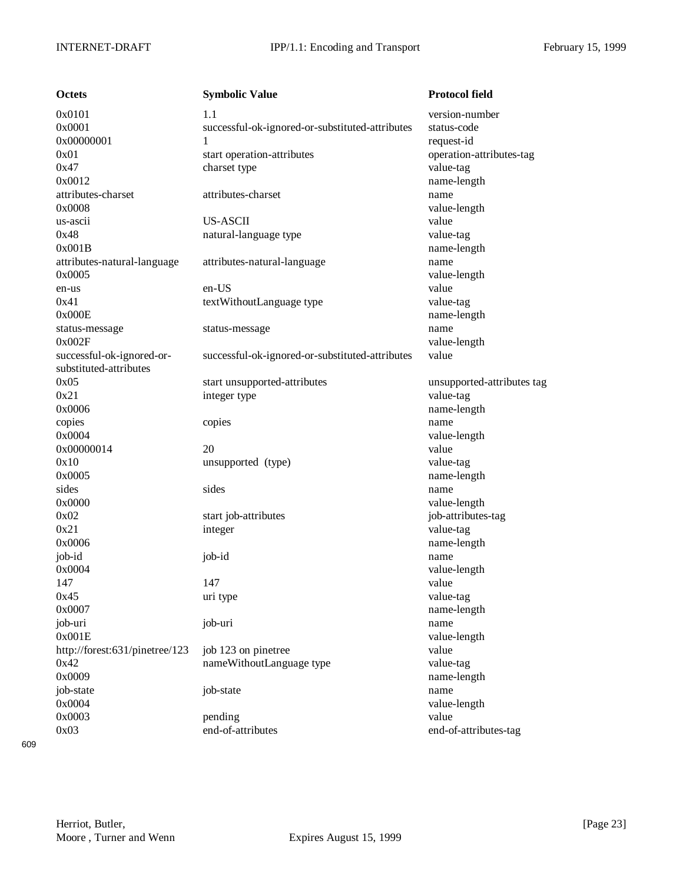| Octets | Symbolic Value | Protocol field |
|---|---|---|
| 0x0101 | 1.1 | version-number |
| 0x0001 | successful-ok-ignored-or-substituted-attributes | status-code |
| 0x00000001 | 1 | request-id |
| 0x01 | start operation-attributes | operation-attributes-tag |
| 0x47 | charset type | value-tag |
| 0x0012 | | name-length |
| attributes-charset | attributes-charset | name |
| 0x0008 | | value-length |
| us-ascii | US-ASCII | value |
| 0x48 | natural-language type | value-tag |
| 0x001B | | name-length |
| attributes-natural-language | attributes-natural-language | name |
| 0x0005 | | value-length |
| en-us | en-US | value |
| 0x41 | textWithoutLanguage type | value-tag |
| 0x000E | | name-length |
| status-message | status-message | name |
| 0x002F | | value-length |
| successful-ok-ignored-or-substituted-attributes | successful-ok-ignored-or-substituted-attributes | value |
| 0x05 | start unsupported-attributes | unsupported-attributes tag |
| 0x21 | integer type | value-tag |
| 0x0006 | | name-length |
| copies | copies | name |
| 0x0004 | | value-length |
| 0x00000014 | 20 | value |
| 0x10 | unsupported (type) | value-tag |
| 0x0005 | | name-length |
| sides | sides | name |
| 0x0000 | | value-length |
| 0x02 | start job-attributes | job-attributes-tag |
| 0x21 | integer | value-tag |
| 0x0006 | | name-length |
| job-id | job-id | name |
| 0x0004 | | value-length |
| 147 | 147 | value |
| 0x45 | uri type | value-tag |
| 0x0007 | | name-length |
| job-uri | job-uri | name |
| 0x001E | | value-length |
| http://forest:631/pinetree/123 | job 123 on pinetree | value |
| 0x42 | nameWithoutLanguage type | value-tag |
| 0x0009 | | name-length |
| job-state | job-state | name |
| 0x0004 | | value-length |
| 0x0003 | pending | value |
| 0x03 | end-of-attributes | end-of-attributes-tag |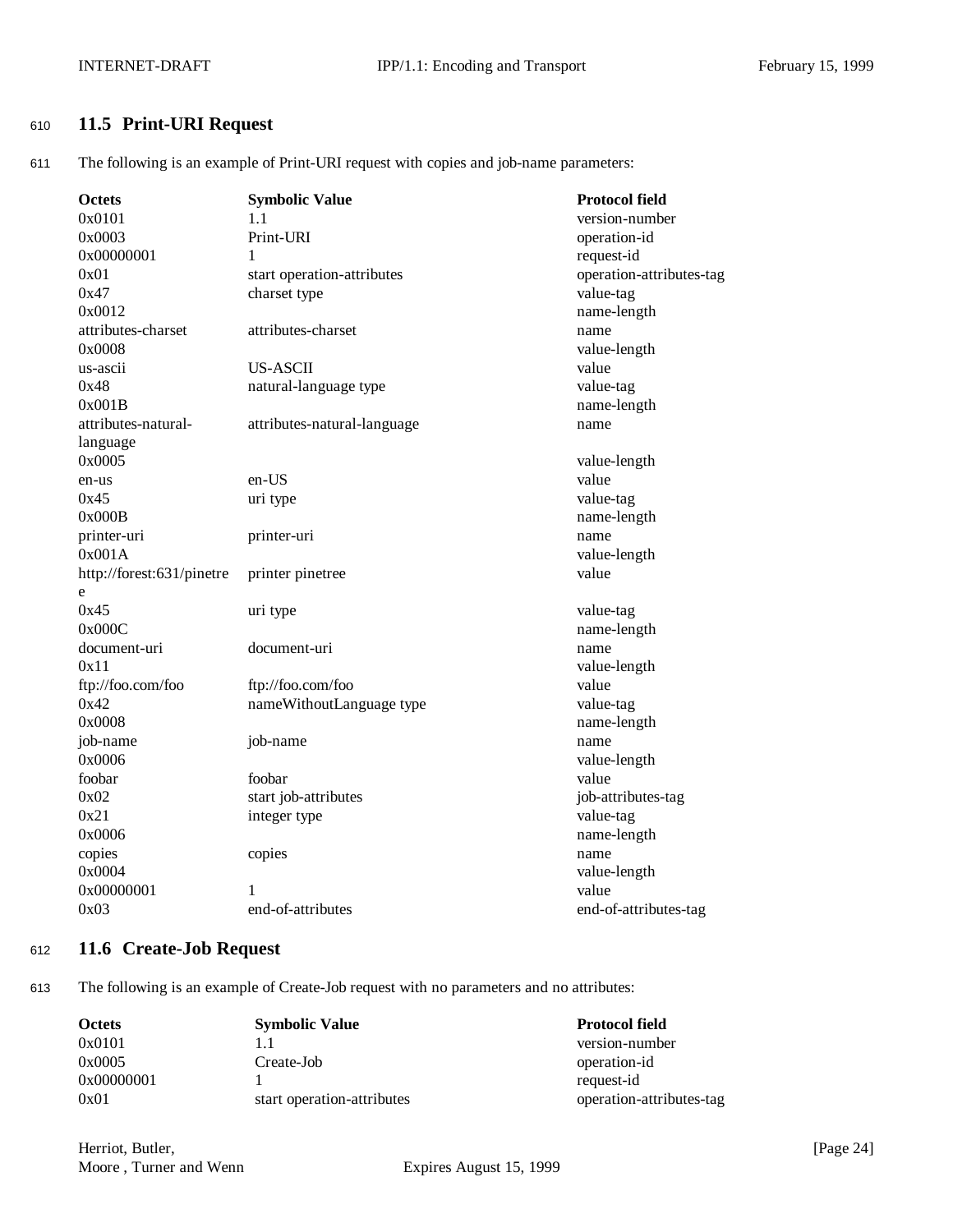## 11.5 Print-URI Request

The following is an example of Print-URI request with copies and job-name parameters:

| Octets | Symbolic Value | Protocol field |
|---|---|---|
| 0x0101 | 1.1 | version-number |
| 0x0003 | Print-URI | operation-id |
| 0x00000001 | 1 | request-id |
| 0x01 | start operation-attributes | operation-attributes-tag |
| 0x47 | charset type | value-tag |
| 0x0012 | | name-length |
| attributes-charset | attributes-charset | name |
| 0x0008 | | value-length |
| us-ascii | US-ASCII | value |
| 0x48 | natural-language type | value-tag |
| 0x001B | | name-length |
| attributes-natural-language | attributes-natural-language | name |
| 0x0005 | | value-length |
| en-us | en-US | value |
| 0x45 | uri type | value-tag |
| 0x000B | | name-length |
| printer-uri | printer-uri | name |
| 0x001A | | value-length |
| http://forest:631/pinetree | printer pinetree | value |
| 0x45 | uri type | value-tag |
| 0x000C | | name-length |
| document-uri | document-uri | name |
| 0x11 | | value-length |
| ftp://foo.com/foo | ftp://foo.com/foo | value |
| 0x42 | nameWithoutLanguage type | value-tag |
| 0x0008 | | name-length |
| job-name | job-name | name |
| 0x0006 | | value-length |
| foobar | foobar | value |
| 0x02 | start job-attributes | job-attributes-tag |
| 0x21 | integer type | value-tag |
| 0x0006 | | name-length |
| copies | copies | name |
| 0x0004 | | value-length |
| 0x00000001 | 1 | value |
| 0x03 | end-of-attributes | end-of-attributes-tag |

## 11.6 Create-Job Request

The following is an example of Create-Job request with no parameters and no attributes:

| Octets | Symbolic Value | Protocol field |
|---|---|---|
| 0x0101 | 1.1 | version-number |
| 0x0005 | Create-Job | operation-id |
| 0x00000001 | 1 | request-id |
| 0x01 | start operation-attributes | operation-attributes-tag |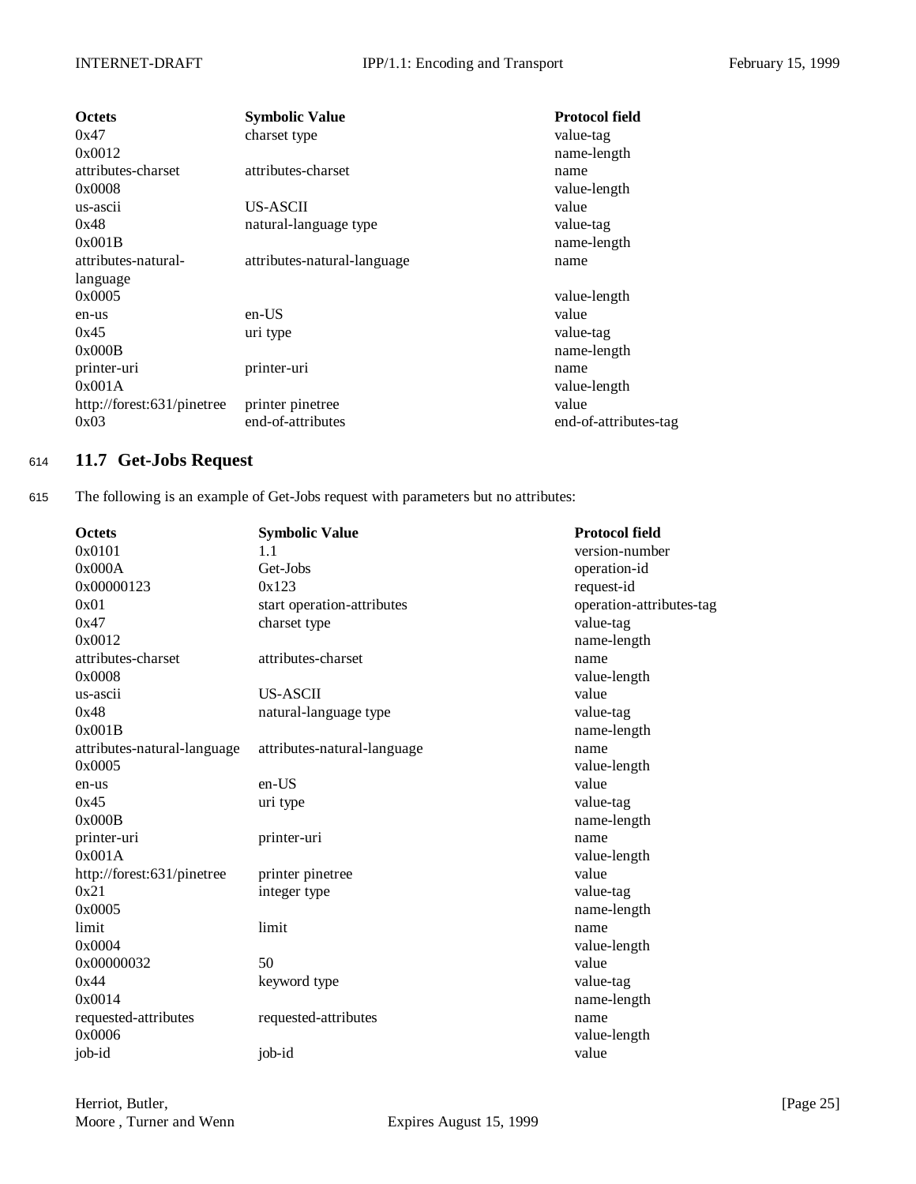| Octets | Symbolic Value | Protocol field |
|---|---|---|
| 0x47 | charset type | value-tag |
| 0x0012 | | name-length |
| attributes-charset | attributes-charset | name |
| 0x0008 | | value-length |
| us-ascii | US-ASCII | value |
| 0x48 | natural-language type | value-tag |
| 0x001B | | name-length |
| attributes-natural-language | attributes-natural-language | name |
| 0x0005 | | value-length |
| en-us | en-US | value |
| 0x45 | uri type | value-tag |
| 0x000B | | name-length |
| printer-uri | printer-uri | name |
| 0x001A | | value-length |
| http://forest:631/pinetree | printer pinetree | value |
| 0x03 | end-of-attributes | end-of-attributes-tag |

## 11.7 Get-Jobs Request

The following is an example of Get-Jobs request with parameters but no attributes:

| Octets | Symbolic Value | Protocol field |
|---|---|---|
| 0x0101 | 1.1 | version-number |
| 0x000A | Get-Jobs | operation-id |
| 0x00000123 | 0x123 | request-id |
| 0x01 | start operation-attributes | operation-attributes-tag |
| 0x47 | charset type | value-tag |
| 0x0012 | | name-length |
| attributes-charset | attributes-charset | name |
| 0x0008 | | value-length |
| us-ascii | US-ASCII | value |
| 0x48 | natural-language type | value-tag |
| 0x001B | | name-length |
| attributes-natural-language | attributes-natural-language | name |
| 0x0005 | | value-length |
| en-us | en-US | value |
| 0x45 | uri type | value-tag |
| 0x000B | | name-length |
| printer-uri | printer-uri | name |
| 0x001A | | value-length |
| http://forest:631/pinetree | printer pinetree | value |
| 0x21 | integer type | value-tag |
| 0x0005 | | name-length |
| limit | limit | name |
| 0x0004 | | value-length |
| 0x00000032 | 50 | value |
| 0x44 | keyword type | value-tag |
| 0x0014 | | name-length |
| requested-attributes | requested-attributes | name |
| 0x0006 | | value-length |
| job-id | job-id | value |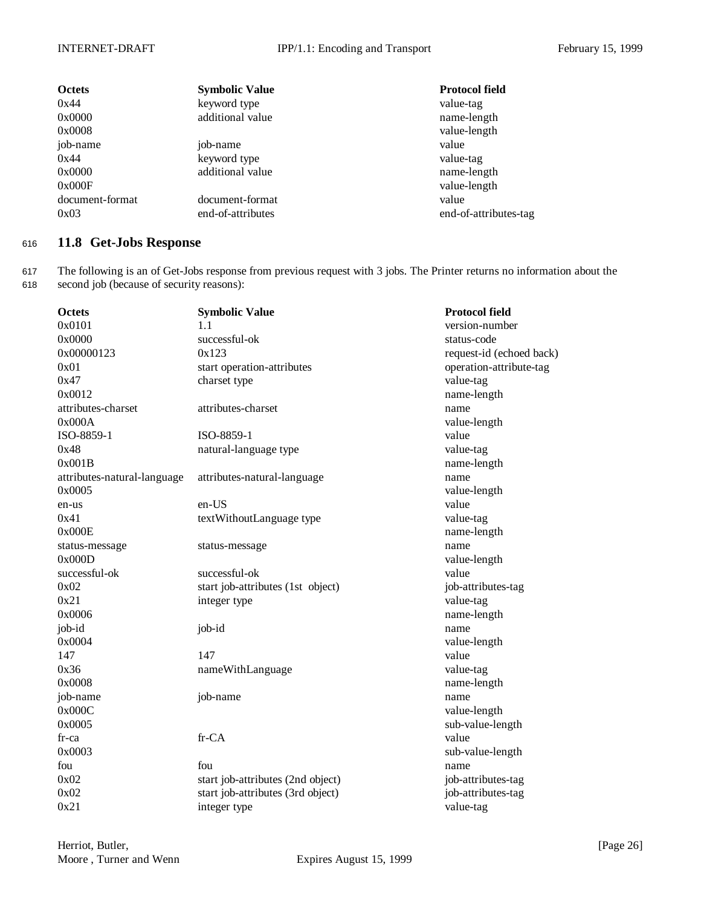| Octets | Symbolic Value | Protocol field |
| --- | --- | --- |
| 0x44 | keyword type | value-tag |
| 0x0000 | additional value | name-length |
| 0x0008 | | value-length |
| job-name | job-name | value |
| 0x44 | keyword type | value-tag |
| 0x0000 | additional value | name-length |
| 0x000F | | value-length |
| document-format | document-format | value |
| 0x03 | end-of-attributes | end-of-attributes-tag |

## 11.8 Get-Jobs Response

The following is an of Get-Jobs response from previous request with 3 jobs. The Printer returns no information about the second job (because of security reasons):

| Octets | Symbolic Value | Protocol field |
| --- | --- | --- |
| 0x0101 | 1.1 | version-number |
| 0x0000 | successful-ok | status-code |
| 0x00000123 | 0x123 | request-id (echoed back) |
| 0x01 | start operation-attributes | operation-attribute-tag |
| 0x47 | charset type | value-tag |
| 0x0012 | | name-length |
| attributes-charset | attributes-charset | name |
| 0x000A | | value-length |
| ISO-8859-1 | ISO-8859-1 | value |
| 0x48 | natural-language type | value-tag |
| 0x001B | | name-length |
| attributes-natural-language | attributes-natural-language | name |
| 0x0005 | | value-length |
| en-us | en-US | value |
| 0x41 | textWithoutLanguage type | value-tag |
| 0x000E | | name-length |
| status-message | status-message | name |
| 0x000D | | value-length |
| successful-ok | successful-ok | value |
| 0x02 | start job-attributes (1st object) | job-attributes-tag |
| 0x21 | integer type | value-tag |
| 0x0006 | | name-length |
| job-id | job-id | name |
| 0x0004 | | value-length |
| 147 | 147 | value |
| 0x36 | nameWithLanguage | value-tag |
| 0x0008 | | name-length |
| job-name | job-name | name |
| 0x000C | | value-length |
| 0x0005 | | sub-value-length |
| fr-ca | fr-CA | value |
| 0x0003 | | sub-value-length |
| fou | fou | name |
| 0x02 | start job-attributes (2nd object) | job-attributes-tag |
| 0x02 | start job-attributes (3rd object) | job-attributes-tag |
| 0x21 | integer type | value-tag |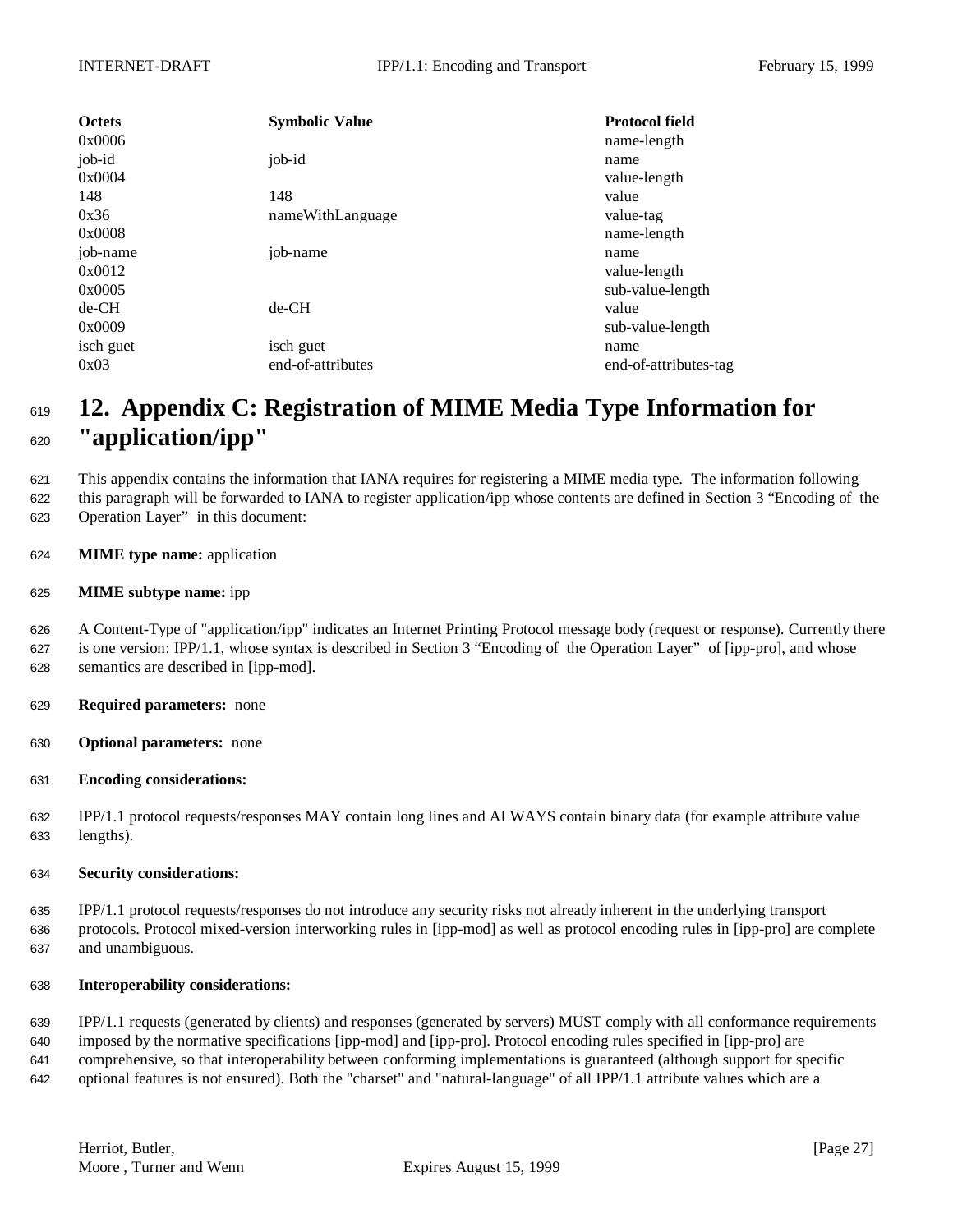| Octets | Symbolic Value | Protocol field |
|---|---|---|
| 0x0006 | | name-length |
| job-id | job-id | name |
| 0x0004 | | value-length |
| 148 | 148 | value |
| 0x36 | nameWithLanguage | value-tag |
| 0x0008 | | name-length |
| job-name | job-name | name |
| 0x0012 | | value-length |
| 0x0005 | | sub-value-length |
| de-CH | de-CH | value |
| 0x0009 | | sub-value-length |
| isch guet | isch guet | name |
| 0x03 | end-of-attributes | end-of-attributes-tag |

# 12. Appendix C: Registration of MIME Media Type Information for "application/ipp"

This appendix contains the information that IANA requires for registering a MIME media type. The information following this paragraph will be forwarded to IANA to register application/ipp whose contents are defined in Section 3 "Encoding of the Operation Layer" in this document:

**MIME type name:** application

**MIME subtype name:** ipp

A Content-Type of "application/ipp" indicates an Internet Printing Protocol message body (request or response). Currently there is one version: IPP/1.1, whose syntax is described in Section 3 "Encoding of the Operation Layer" of [ipp-pro], and whose semantics are described in [ipp-mod].

**Required parameters:** none

**Optional parameters:** none

**Encoding considerations:**

IPP/1.1 protocol requests/responses MAY contain long lines and ALWAYS contain binary data (for example attribute value lengths).

**Security considerations:**

IPP/1.1 protocol requests/responses do not introduce any security risks not already inherent in the underlying transport protocols. Protocol mixed-version interworking rules in [ipp-mod] as well as protocol encoding rules in [ipp-pro] are complete and unambiguous.

**Interoperability considerations:**

IPP/1.1 requests (generated by clients) and responses (generated by servers) MUST comply with all conformance requirements imposed by the normative specifications [ipp-mod] and [ipp-pro]. Protocol encoding rules specified in [ipp-pro] are comprehensive, so that interoperability between conforming implementations is guaranteed (although support for specific optional features is not ensured). Both the "charset" and "natural-language" of all IPP/1.1 attribute values which are a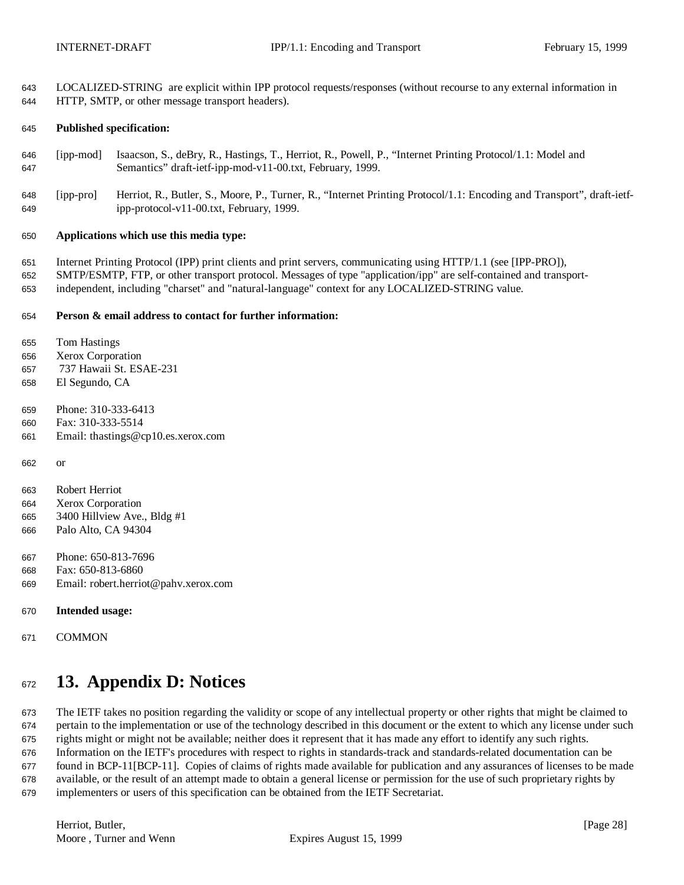LOCALIZED-STRING are explicit within IPP protocol requests/responses (without recourse to any external information in HTTP, SMTP, or other message transport headers).

**Published specification:**

[ipp-mod] Isaacson, S., deBry, R., Hastings, T., Herriot, R., Powell, P., "Internet Printing Protocol/1.1: Model and Semantics" draft-ietf-ipp-mod-v11-00.txt, February, 1999.

[ipp-pro] Herriot, R., Butler, S., Moore, P., Turner, R., "Internet Printing Protocol/1.1: Encoding and Transport", draft-ietf-ipp-protocol-v11-00.txt, February, 1999.

**Applications which use this media type:**

Internet Printing Protocol (IPP) print clients and print servers, communicating using HTTP/1.1 (see [IPP-PRO]), SMTP/ESMTP, FTP, or other transport protocol. Messages of type "application/ipp" are self-contained and transport-independent, including "charset" and "natural-language" context for any LOCALIZED-STRING value.

**Person & email address to contact for further information:**

Tom Hastings
Xerox Corporation
737 Hawaii St. ESAE-231
El Segundo, CA

Phone: 310-333-6413
Fax: 310-333-5514
Email: thastings@cp10.es.xerox.com

or

Robert Herriot
Xerox Corporation
3400 Hillview Ave., Bldg #1
Palo Alto, CA 94304

Phone: 650-813-7696
Fax: 650-813-6860
Email: robert.herriot@pahv.xerox.com

**Intended usage:**

COMMON

# 13. Appendix D: Notices

The IETF takes no position regarding the validity or scope of any intellectual property or other rights that might be claimed to pertain to the implementation or use of the technology described in this document or the extent to which any license under such rights might or might not be available; neither does it represent that it has made any effort to identify any such rights. Information on the IETF's procedures with respect to rights in standards-track and standards-related documentation can be found in BCP-11[BCP-11]. Copies of claims of rights made available for publication and any assurances of licenses to be made available, or the result of an attempt made to obtain a general license or permission for the use of such proprietary rights by implementers or users of this specification can be obtained from the IETF Secretariat.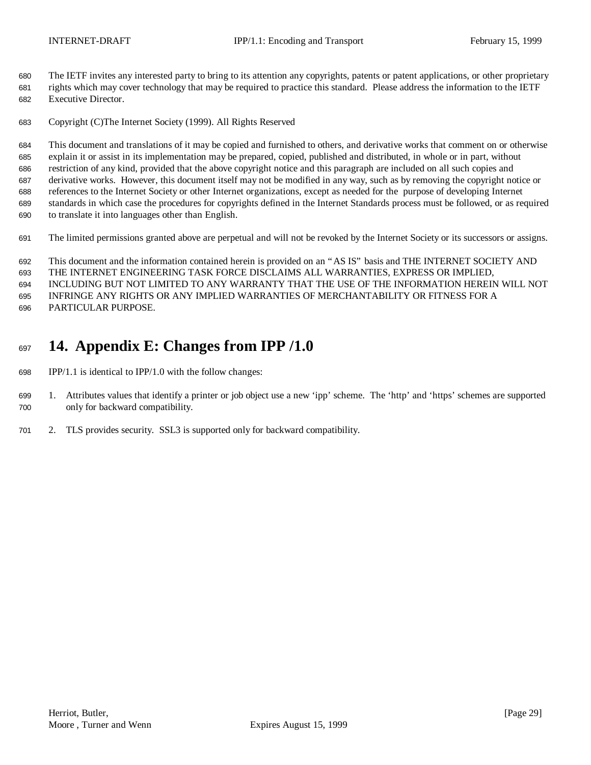The IETF invites any interested party to bring to its attention any copyrights, patents or patent applications, or other proprietary rights which may cover technology that may be required to practice this standard. Please address the information to the IETF Executive Director.

Copyright (C)The Internet Society (1999). All Rights Reserved

This document and translations of it may be copied and furnished to others, and derivative works that comment on or otherwise explain it or assist in its implementation may be prepared, copied, published and distributed, in whole or in part, without restriction of any kind, provided that the above copyright notice and this paragraph are included on all such copies and derivative works. However, this document itself may not be modified in any way, such as by removing the copyright notice or references to the Internet Society or other Internet organizations, except as needed for the purpose of developing Internet standards in which case the procedures for copyrights defined in the Internet Standards process must be followed, or as required to translate it into languages other than English.

The limited permissions granted above are perpetual and will not be revoked by the Internet Society or its successors or assigns.

This document and the information contained herein is provided on an "AS IS" basis and THE INTERNET SOCIETY AND THE INTERNET ENGINEERING TASK FORCE DISCLAIMS ALL WARRANTIES, EXPRESS OR IMPLIED, INCLUDING BUT NOT LIMITED TO ANY WARRANTY THAT THE USE OF THE INFORMATION HEREIN WILL NOT INFRINGE ANY RIGHTS OR ANY IMPLIED WARRANTIES OF MERCHANTABILITY OR FITNESS FOR A PARTICULAR PURPOSE.

# 14. Appendix E: Changes from IPP /1.0

IPP/1.1 is identical to IPP/1.0 with the follow changes:

1. Attributes values that identify a printer or job object use a new 'ipp' scheme. The 'http' and 'https' schemes are supported only for backward compatibility.

2. TLS provides security. SSL3 is supported only for backward compatibility.